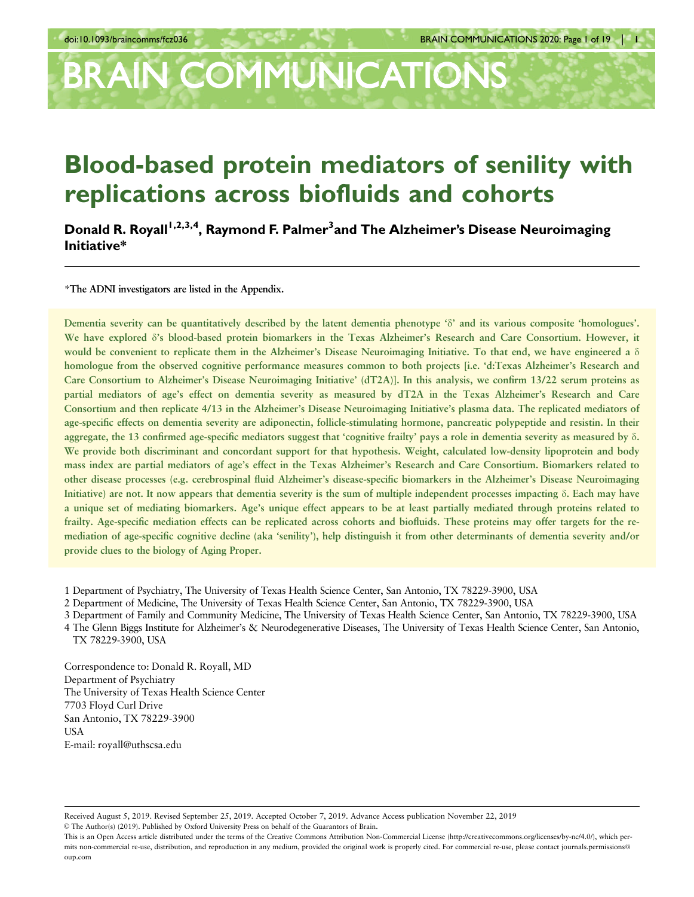# Blood-based protein mediators of senility with replications across biofluids and cohorts

**Donald R. Royall[1,2,3,4], Raymond F. Palmer[3] and The Alzheimer's Disease Neuroimaging Initiative***

*The ADNI investigators are listed in the Appendix.

**Dementia severity can be quantitatively described by the latent dementia phenotype 'δ' and its various composite 'homologues'. We have explored δ's blood-based protein biomarkers in the Texas Alzheimer's Research and Care Consortium. However, it would be convenient to replicate them in the Alzheimer's Disease Neuroimaging Initiative. To that end, we have engineered a δ homologue from the observed cognitive performance measures common to both projects [i.e. 'd:Texas Alzheimer's Research and Care Consortium to Alzheimer's Disease Neuroimaging Initiative' (dT2A)]. In this analysis, we confirm 13/22 serum proteins as partial mediators of age's effect on dementia severity as measured by dT2A in the Texas Alzheimer's Research and Care Consortium and then replicate 4/13 in the Alzheimer's Disease Neuroimaging Initiative's plasma data. The replicated mediators of age-specific effects on dementia severity are adiponectin, follicle-stimulating hormone, pancreatic polypeptide and resistin. In their aggregate, the 13 confirmed age-specific mediators suggest that 'cognitive frailty' pays a role in dementia severity as measured by δ. We provide both discriminant and concordant support for that hypothesis. Weight, calculated low-density lipoprotein and body mass index are partial mediators of age's effect in the Texas Alzheimer's Research and Care Consortium. Biomarkers related to other disease processes (e.g. cerebrospinal fluid Alzheimer's disease-specific biomarkers in the Alzheimer's Disease Neuroimaging Initiative) are not. It now appears that dementia severity is the sum of multiple independent processes impacting δ. Each may have a unique set of mediating biomarkers. Age's unique effect appears to be at least partially mediated through proteins related to frailty. Age-specific mediation effects can be replicated across cohorts and biofluids. These proteins may offer targets for the re-mediation of age-specific cognitive decline (aka 'senility'), help distinguish it from other determinants of dementia severity and/or provide clues to the biology of Aging Proper.**

1 Department of Psychiatry, The University of Texas Health Science Center, San Antonio, TX 78229-3900, USA
2 Department of Medicine, The University of Texas Health Science Center, San Antonio, TX 78229-3900, USA
3 Department of Family and Community Medicine, The University of Texas Health Science Center, San Antonio, TX 78229-3900, USA
4 The Glenn Biggs Institute for Alzheimer's & Neurodegenerative Diseases, The University of Texas Health Science Center, San Antonio, TX 78229-3900, USA

Correspondence to: Donald R. Royall, MD
Department of Psychiatry
The University of Texas Health Science Center
7703 Floyd Curl Drive
San Antonio, TX 78229-3900
USA
E-mail: royall@uthscsa.edu

Received August 5, 2019. Revised September 25, 2019. Accepted October 7, 2019. Advance Access publication November 22, 2019
© The Author(s) (2019). Published by Oxford University Press on behalf of the Guarantors of Brain.
This is an Open Access article distributed under the terms of the Creative Commons Attribution Non-Commercial License (http://creativecommons.org/licenses/by-nc/4.0/), which permits non-commercial re-use, distribution, and reproduction in any medium, provided the original work is properly cited. For commercial re-use, please contact journals.permissions@oup.com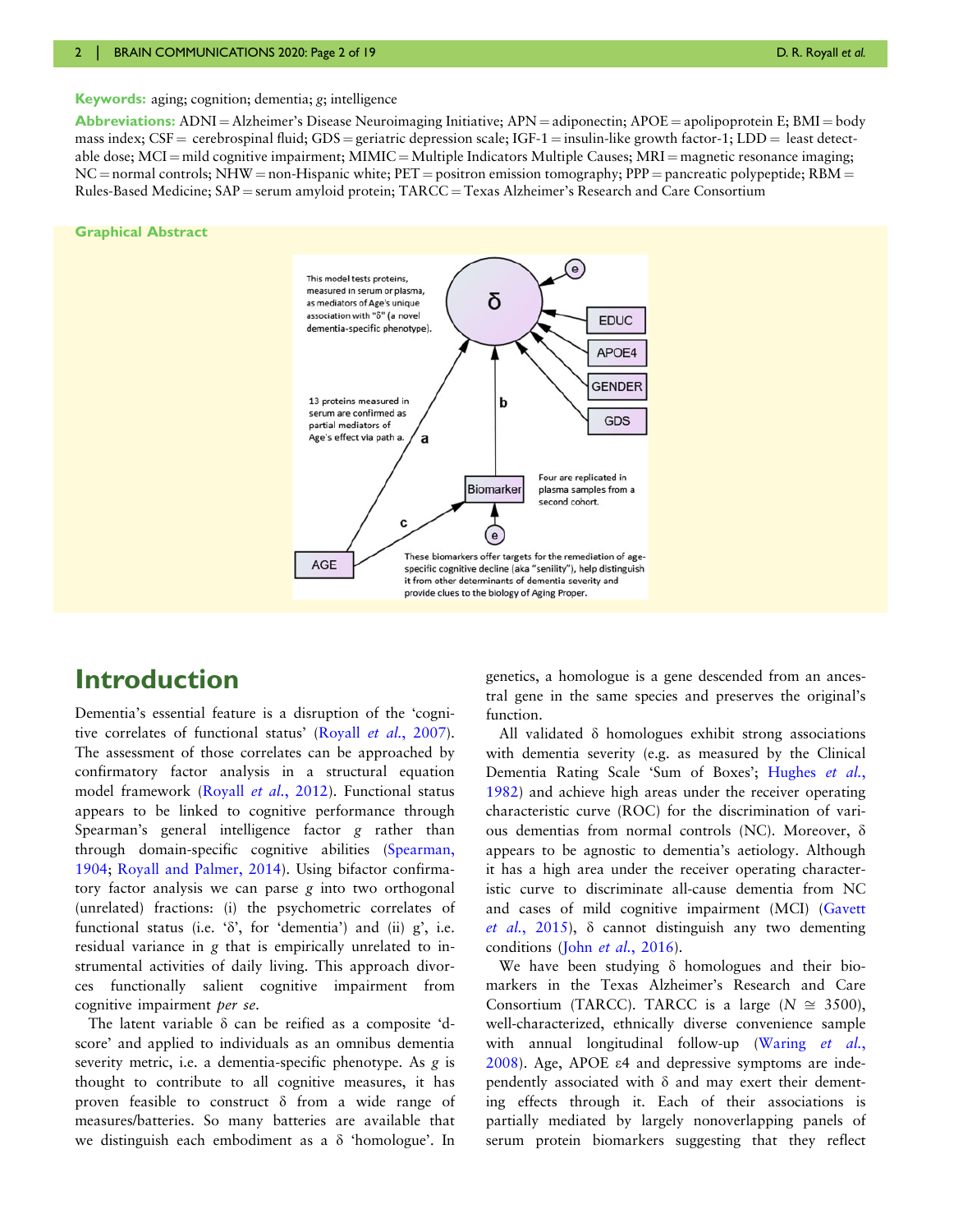**Keywords:** aging; cognition; dementia; *g*; intelligence

**Abbreviations:** ADNI = Alzheimer's Disease Neuroimaging Initiative; APN = adiponectin; APOE = apolipoprotein E; BMI = body mass index; CSF = cerebrospinal fluid; GDS = geriatric depression scale; IGF-1 = insulin-like growth factor-1; LDD = least detectable dose; MCI = mild cognitive impairment; MIMIC = Multiple Indicators Multiple Causes; MRI = magnetic resonance imaging; NC = normal controls; NHW = non-Hispanic white; PET = positron emission tomography; PPP = pancreatic polypeptide; RBM = Rules-Based Medicine; SAP = serum amyloid protein; TARCC = Texas Alzheimer's Research and Care Consortium

**Graphical Abstract**

This model tests proteins, measured in serum or plasma, as mediators of Age's unique association with "δ" (a novel dementia-specific phenotype).

13 proteins measured in serum are confirmed as partial mediators of Age's effect via path a.

Four are replicated in plasma samples from a second cohort.

These biomarkers offer targets for the remediation of age-specific cognitive decline (aka "senility"), help distinguish it from other determinants of dementia severity and provide clues to the biology of Aging Proper.

# Introduction

Dementia's essential feature is a disruption of the 'cognitive correlates of functional status' (Royall *et al.*, 2007). The assessment of those correlates can be approached by confirmatory factor analysis in a structural equation model framework (Royall *et al.*, 2012). Functional status appears to be linked to cognitive performance through Spearman's general intelligence factor *g* rather than through domain-specific cognitive abilities (Spearman, 1904; Royall and Palmer, 2014). Using bifactor confirmatory factor analysis we can parse *g* into two orthogonal (unrelated) fractions: (i) the psychometric correlates of functional status (i.e. 'δ', for 'dementia') and (ii) g', i.e. residual variance in *g* that is empirically unrelated to instrumental activities of daily living. This approach divorces functionally salient cognitive impairment from cognitive impairment *per se*.

The latent variable δ can be reified as a composite 'd-score' and applied to individuals as an omnibus dementia severity metric, i.e. a dementia-specific phenotype. As *g* is thought to contribute to all cognitive measures, it has proven feasible to construct δ from a wide range of measures/batteries. So many batteries are available that we distinguish each embodiment as a δ 'homologue'. In genetics, a homologue is a gene descended from an ancestral gene in the same species and preserves the original's function.

All validated δ homologues exhibit strong associations with dementia severity (e.g. as measured by the Clinical Dementia Rating Scale 'Sum of Boxes'; Hughes *et al.*, 1982) and achieve high areas under the receiver operating characteristic curve (ROC) for the discrimination of various dementias from normal controls (NC). Moreover, δ appears to be agnostic to dementia's aetiology. Although it has a high area under the receiver operating characteristic curve to discriminate all-cause dementia from NC and cases of mild cognitive impairment (MCI) (Gavett *et al.*, 2015), δ cannot distinguish any two dementing conditions (John *et al.*, 2016).

We have been studying δ homologues and their biomarkers in the Texas Alzheimer's Research and Care Consortium (TARCC). TARCC is a large ($N \cong 3500$), well-characterized, ethnically diverse convenience sample with annual longitudinal follow-up (Waring *et al.*, 2008). Age, APOE ε4 and depressive symptoms are independently associated with δ and may exert their dementing effects through it. Each of their associations is partially mediated by largely nonoverlapping panels of serum protein biomarkers suggesting that they reflect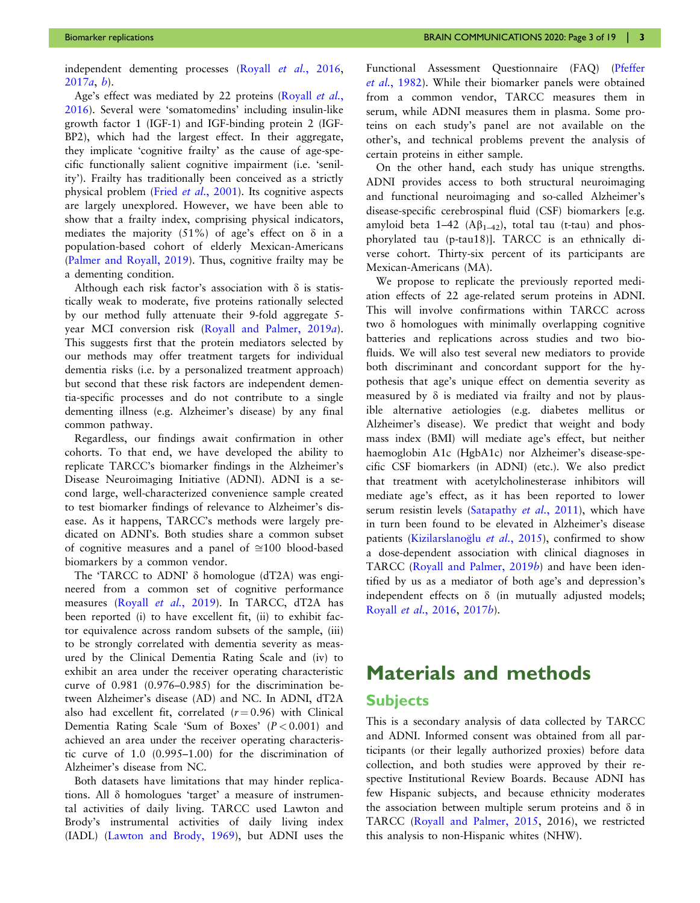independent dementing processes (Royall *et al.*, 2016, 2017*a*, *b*).

Age's effect was mediated by 22 proteins (Royall *et al.*, 2016). Several were 'somatomedins' including insulin-like growth factor 1 (IGF-1) and IGF-binding protein 2 (IGF-BP2), which had the largest effect. In their aggregate, they implicate 'cognitive frailty' as the cause of age-specific functionally salient cognitive impairment (i.e. 'senility'). Frailty has traditionally been conceived as a strictly physical problem (Fried *et al.*, 2001). Its cognitive aspects are largely unexplored. However, we have been able to show that a frailty index, comprising physical indicators, mediates the majority (51%) of age's effect on δ in a population-based cohort of elderly Mexican-Americans (Palmer and Royall, 2019). Thus, cognitive frailty may be a dementing condition.

Although each risk factor's association with δ is statistically weak to moderate, five proteins rationally selected by our method fully attenuate their 9-fold aggregate 5-year MCI conversion risk (Royall and Palmer, 2019*a*). This suggests first that the protein mediators selected by our methods may offer treatment targets for individual dementia risks (i.e. by a personalized treatment approach) but second that these risk factors are independent dementia-specific processes and do not contribute to a single dementing illness (e.g. Alzheimer's disease) by any final common pathway.

Regardless, our findings await confirmation in other cohorts. To that end, we have developed the ability to replicate TARCC's biomarker findings in the Alzheimer's Disease Neuroimaging Initiative (ADNI). ADNI is a second large, well-characterized convenience sample created to test biomarker findings of relevance to Alzheimer's disease. As it happens, TARCC's methods were largely predicated on ADNI's. Both studies share a common subset of cognitive measures and a panel of ≅100 blood-based biomarkers by a common vendor.

The 'TARCC to ADNI' δ homologue (dT2A) was engineered from a common set of cognitive performance measures (Royall *et al.*, 2019). In TARCC, dT2A has been reported (i) to have excellent fit, (ii) to exhibit factor equivalence across random subsets of the sample, (iii) to be strongly correlated with dementia severity as measured by the Clinical Dementia Rating Scale and (iv) to exhibit an area under the receiver operating characteristic curve of 0.981 (0.976–0.985) for the discrimination between Alzheimer's disease (AD) and NC. In ADNI, dT2A also had excellent fit, correlated ($r = 0.96$) with Clinical Dementia Rating Scale 'Sum of Boxes' ($P < 0.001$) and achieved an area under the receiver operating characteristic curve of 1.0 (0.995–1.00) for the discrimination of Alzheimer's disease from NC.

Both datasets have limitations that may hinder replications. All δ homologues 'target' a measure of instrumental activities of daily living. TARCC used Lawton and Brody's instrumental activities of daily living index (IADL) (Lawton and Brody, 1969), but ADNI uses the Functional Assessment Questionnaire (FAQ) (Pfeffer *et al.*, 1982). While their biomarker panels were obtained from a common vendor, TARCC measures them in serum, while ADNI measures them in plasma. Some proteins on each study's panel are not available on the other's, and technical problems prevent the analysis of certain proteins in either sample.

On the other hand, each study has unique strengths. ADNI provides access to both structural neuroimaging and functional neuroimaging and so-called Alzheimer's disease-specific cerebrospinal fluid (CSF) biomarkers [e.g. amyloid beta 1–42 ($A\beta_{1-42}$), total tau (t-tau) and phosphorylated tau (p-tau18)]. TARCC is an ethnically diverse cohort. Thirty-six percent of its participants are Mexican-Americans (MA).

We propose to replicate the previously reported mediation effects of 22 age-related serum proteins in ADNI. This will involve confirmations within TARCC across two δ homologues with minimally overlapping cognitive batteries and replications across studies and two biofluids. We will also test several new mediators to provide both discriminant and concordant support for the hypothesis that age's unique effect on dementia severity as measured by δ is mediated via frailty and not by plausible alternative aetiologies (e.g. diabetes mellitus or Alzheimer's disease). We predict that weight and body mass index (BMI) will mediate age's effect, but neither haemoglobin A1c (HgbA1c) nor Alzheimer's disease-specific CSF biomarkers (in ADNI) (etc.). We also predict that treatment with acetylcholinesterase inhibitors will mediate age's effect, as it has been reported to lower serum resistin levels (Satapathy *et al.*, 2011), which have in turn been found to be elevated in Alzheimer's disease patients (Kizilarslanoğlu *et al.*, 2015), confirmed to show a dose-dependent association with clinical diagnoses in TARCC (Royall and Palmer, 2019*b*) and have been identified by us as a mediator of both age's and depression's independent effects on δ (in mutually adjusted models; Royall *et al.*, 2016, 2017*b*).

# Materials and methods

## Subjects

This is a secondary analysis of data collected by TARCC and ADNI. Informed consent was obtained from all participants (or their legally authorized proxies) before data collection, and both studies were approved by their respective Institutional Review Boards. Because ADNI has few Hispanic subjects, and because ethnicity moderates the association between multiple serum proteins and δ in TARCC (Royall and Palmer, 2015, 2016), we restricted this analysis to non-Hispanic whites (NHW).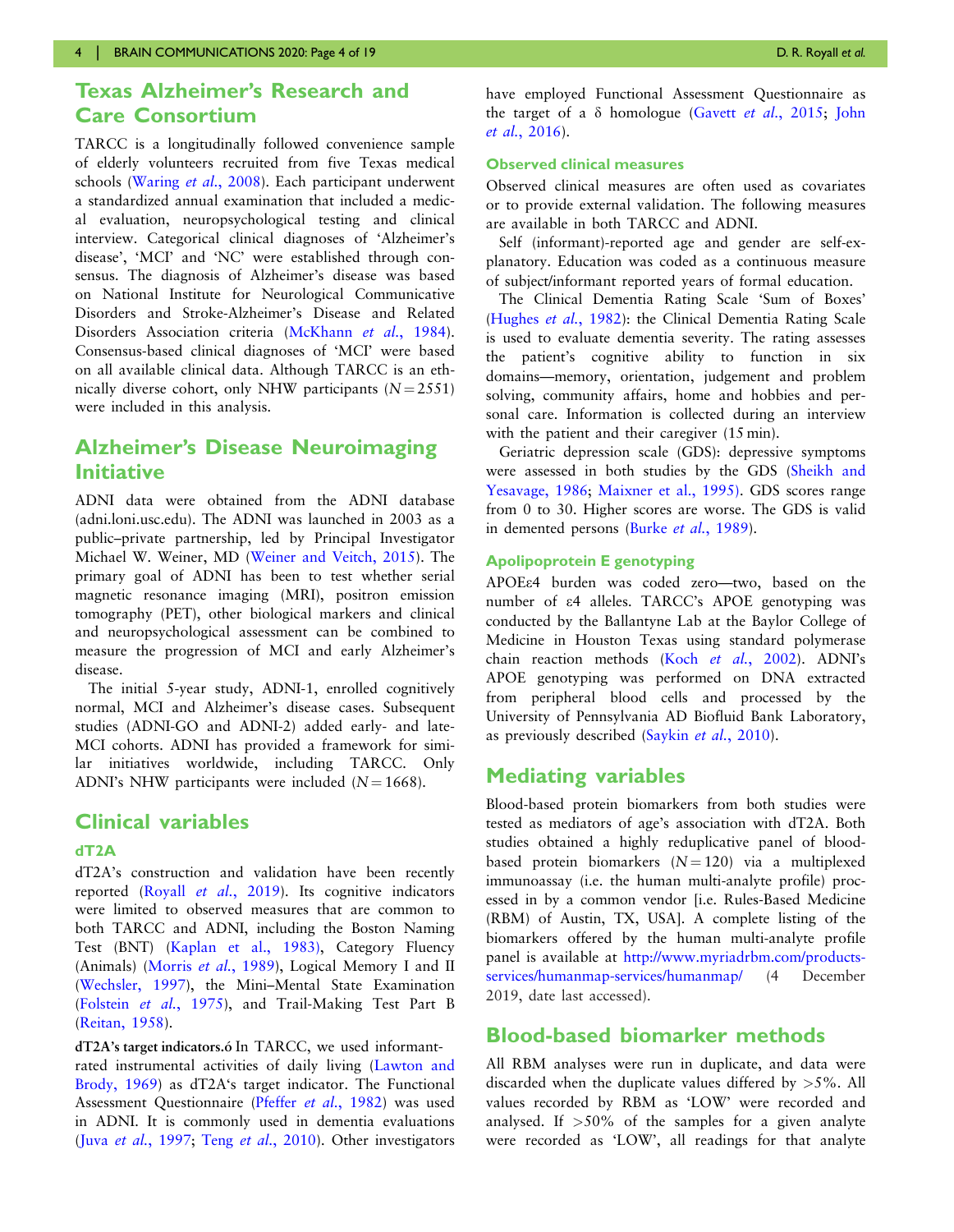## Texas Alzheimer's Research and Care Consortium

TARCC is a longitudinally followed convenience sample of elderly volunteers recruited from five Texas medical schools (Waring *et al.*, 2008). Each participant underwent a standardized annual examination that included a medical evaluation, neuropsychological testing and clinical interview. Categorical clinical diagnoses of 'Alzheimer's disease', 'MCI' and 'NC' were established through consensus. The diagnosis of Alzheimer's disease was based on National Institute for Neurological Communicative Disorders and Stroke-Alzheimer's Disease and Related Disorders Association criteria (McKhann *et al.*, 1984). Consensus-based clinical diagnoses of 'MCI' were based on all available clinical data. Although TARCC is an ethnically diverse cohort, only NHW participants ($N = 2551$) were included in this analysis.

## Alzheimer's Disease Neuroimaging Initiative

ADNI data were obtained from the ADNI database (adni.loni.usc.edu). The ADNI was launched in 2003 as a public–private partnership, led by Principal Investigator Michael W. Weiner, MD (Weiner and Veitch, 2015). The primary goal of ADNI has been to test whether serial magnetic resonance imaging (MRI), positron emission tomography (PET), other biological markers and clinical and neuropsychological assessment can be combined to measure the progression of MCI and early Alzheimer's disease.

The initial 5-year study, ADNI-1, enrolled cognitively normal, MCI and Alzheimer's disease cases. Subsequent studies (ADNI-GO and ADNI-2) added early- and late-MCI cohorts. ADNI has provided a framework for similar initiatives worldwide, including TARCC. Only ADNI's NHW participants were included ($N = 1668$).

## Clinical variables

### dT2A

dT2A's construction and validation have been recently reported (Royall *et al.*, 2019). Its cognitive indicators were limited to observed measures that are common to both TARCC and ADNI, including the Boston Naming Test (BNT) (Kaplan et al., 1983), Category Fluency (Animals) (Morris *et al.*, 1989), Logical Memory I and II (Wechsler, 1997), the Mini–Mental State Examination (Folstein *et al.*, 1975), and Trail-Making Test Part B (Reitan, 1958).

**dT2A's target indicators.ó** In TARCC, we used informant-rated instrumental activities of daily living (Lawton and Brody, 1969) as dT2A's target indicator. The Functional Assessment Questionnaire (Pfeffer *et al.*, 1982) was used in ADNI. It is commonly used in dementia evaluations (Juva *et al.*, 1997; Teng *et al.*, 2010). Other investigators have employed Functional Assessment Questionnaire as the target of a δ homologue (Gavett *et al.*, 2015; John *et al.*, 2016).

### Observed clinical measures

Observed clinical measures are often used as covariates or to provide external validation. The following measures are available in both TARCC and ADNI.

Self (informant)-reported age and gender are self-explanatory. Education was coded as a continuous measure of subject/informant reported years of formal education.

The Clinical Dementia Rating Scale 'Sum of Boxes' (Hughes *et al.*, 1982): the Clinical Dementia Rating Scale is used to evaluate dementia severity. The rating assesses the patient's cognitive ability to function in six domains—memory, orientation, judgement and problem solving, community affairs, home and hobbies and personal care. Information is collected during an interview with the patient and their caregiver (15 min).

Geriatric depression scale (GDS): depressive symptoms were assessed in both studies by the GDS (Sheikh and Yesavage, 1986; Maixner et al., 1995). GDS scores range from 0 to 30. Higher scores are worse. The GDS is valid in demented persons (Burke *et al.*, 1989).

### Apolipoprotein E genotyping

APOEε4 burden was coded zero—two, based on the number of ε4 alleles. TARCC's APOE genotyping was conducted by the Ballantyne Lab at the Baylor College of Medicine in Houston Texas using standard polymerase chain reaction methods (Koch *et al.*, 2002). ADNI's APOE genotyping was performed on DNA extracted from peripheral blood cells and processed by the University of Pennsylvania AD Biofluid Bank Laboratory, as previously described (Saykin *et al.*, 2010).

## Mediating variables

Blood-based protein biomarkers from both studies were tested as mediators of age's association with dT2A. Both studies obtained a highly reduplicative panel of blood-based protein biomarkers ($N = 120$) via a multiplexed immunoassay (i.e. the human multi-analyte profile) processed in by a common vendor [i.e. Rules-Based Medicine (RBM) of Austin, TX, USA]. A complete listing of the biomarkers offered by the human multi-analyte profile panel is available at http://www.myriadrbm.com/products-services/humanmap-services/humanmap/ (4 December 2019, date last accessed).

## Blood-based biomarker methods

All RBM analyses were run in duplicate, and data were discarded when the duplicate values differed by >5%. All values recorded by RBM as 'LOW' were recorded and analysed. If >50% of the samples for a given analyte were recorded as 'LOW', all readings for that analyte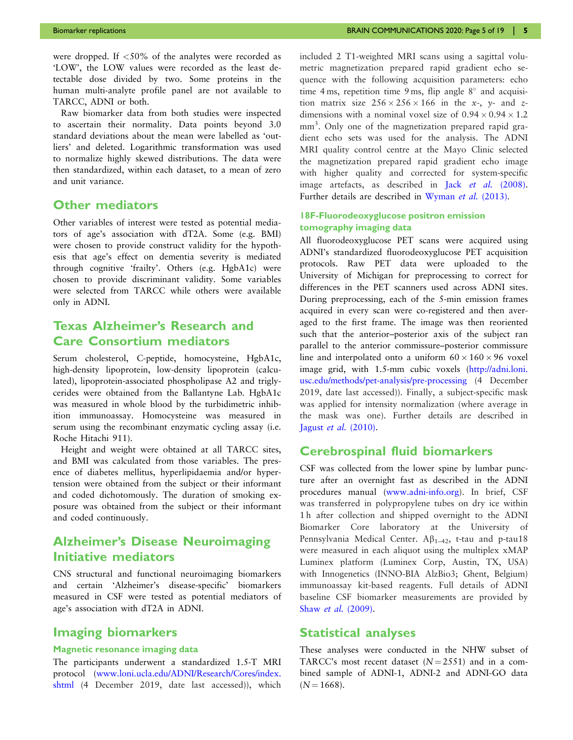were dropped. If <50% of the analytes were recorded as 'LOW', the LOW values were recorded as the least detectable dose divided by two. Some proteins in the human multi-analyte profile panel are not available to TARCC, ADNI or both.

Raw biomarker data from both studies were inspected to ascertain their normality. Data points beyond 3.0 standard deviations about the mean were labelled as 'outliers' and deleted. Logarithmic transformation was used to normalize highly skewed distributions. The data were then standardized, within each dataset, to a mean of zero and unit variance.

## Other mediators

Other variables of interest were tested as potential mediators of age's association with dT2A. Some (e.g. BMI) were chosen to provide construct validity for the hypothesis that age's effect on dementia severity is mediated through cognitive 'frailty'. Others (e.g. HgbA1c) were chosen to provide discriminant validity. Some variables were selected from TARCC while others were available only in ADNI.

## Texas Alzheimer's Research and Care Consortium mediators

Serum cholesterol, C-peptide, homocysteine, HgbA1c, high-density lipoprotein, low-density lipoprotein (calculated), lipoprotein-associated phospholipase A2 and triglycerides were obtained from the Ballantyne Lab. HgbA1c was measured in whole blood by the turbidimetric inhibition immunoassay. Homocysteine was measured in serum using the recombinant enzymatic cycling assay (i.e. Roche Hitachi 911).

Height and weight were obtained at all TARCC sites, and BMI was calculated from those variables. The presence of diabetes mellitus, hyperlipidaemia and/or hypertension were obtained from the subject or their informant and coded dichotomously. The duration of smoking exposure was obtained from the subject or their informant and coded continuously.

## Alzheimer's Disease Neuroimaging Initiative mediators

CNS structural and functional neuroimaging biomarkers and certain 'Alzheimer's disease-specific' biomarkers measured in CSF were tested as potential mediators of age's association with dT2A in ADNI.

## Imaging biomarkers

### Magnetic resonance imaging data

The participants underwent a standardized 1.5-T MRI protocol (www.loni.ucla.edu/ADNI/Research/Cores/index.shtml (4 December 2019, date last accessed)), which included 2 T1-weighted MRI scans using a sagittal volumetric magnetization prepared rapid gradient echo sequence with the following acquisition parameters: echo time 4 ms, repetition time 9 ms, flip angle 8° and acquisition matrix size $256 \times 256 \times 166$ in the *x*-, *y*- and *z*-dimensions with a nominal voxel size of $0.94 \times 0.94 \times 1.2$ mm$^3$. Only one of the magnetization prepared rapid gradient echo sets was used for the analysis. The ADNI MRI quality control centre at the Mayo Clinic selected the magnetization prepared rapid gradient echo image with higher quality and corrected for system-specific image artefacts, as described in Jack *et al.* (2008). Further details are described in Wyman *et al.* (2013).

### 18F-Fluorodeoxyglucose positron emission tomography imaging data

All fluorodeoxyglucose PET scans were acquired using ADNI's standardized fluorodeoxyglucose PET acquisition protocols. Raw PET data were uploaded to the University of Michigan for preprocessing to correct for differences in the PET scanners used across ADNI sites. During preprocessing, each of the 5-min emission frames acquired in every scan were co-registered and then averaged to the first frame. The image was then reoriented such that the anterior–posterior axis of the subject ran parallel to the anterior commissure–posterior commissure line and interpolated onto a uniform $60 \times 160 \times 96$ voxel image grid, with 1.5-mm cubic voxels (http://adni.loni.usc.edu/methods/pet-analysis/pre-processing (4 December 2019, date last accessed)). Finally, a subject-specific mask was applied for intensity normalization (where average in the mask was one). Further details are described in Jagust *et al.* (2010).

## Cerebrospinal fluid biomarkers

CSF was collected from the lower spine by lumbar puncture after an overnight fast as described in the ADNI procedures manual (www.adni-info.org). In brief, CSF was transferred in polypropylene tubes on dry ice within 1 h after collection and shipped overnight to the ADNI Biomarker Core laboratory at the University of Pennsylvania Medical Center. $A\beta_{1\text{–}42}$, t-tau and p-tau18 were measured in each aliquot using the multiplex xMAP Luminex platform (Luminex Corp, Austin, TX, USA) with Innogenetics (INNO-BIA AlzBio3; Ghent, Belgium) immunoassay kit-based reagents. Full details of ADNI baseline CSF biomarker measurements are provided by Shaw *et al.* (2009).

## Statistical analyses

These analyses were conducted in the NHW subset of TARCC's most recent dataset ($N = 2551$) and in a combined sample of ADNI-1, ADNI-2 and ADNI-GO data ($N = 1668$).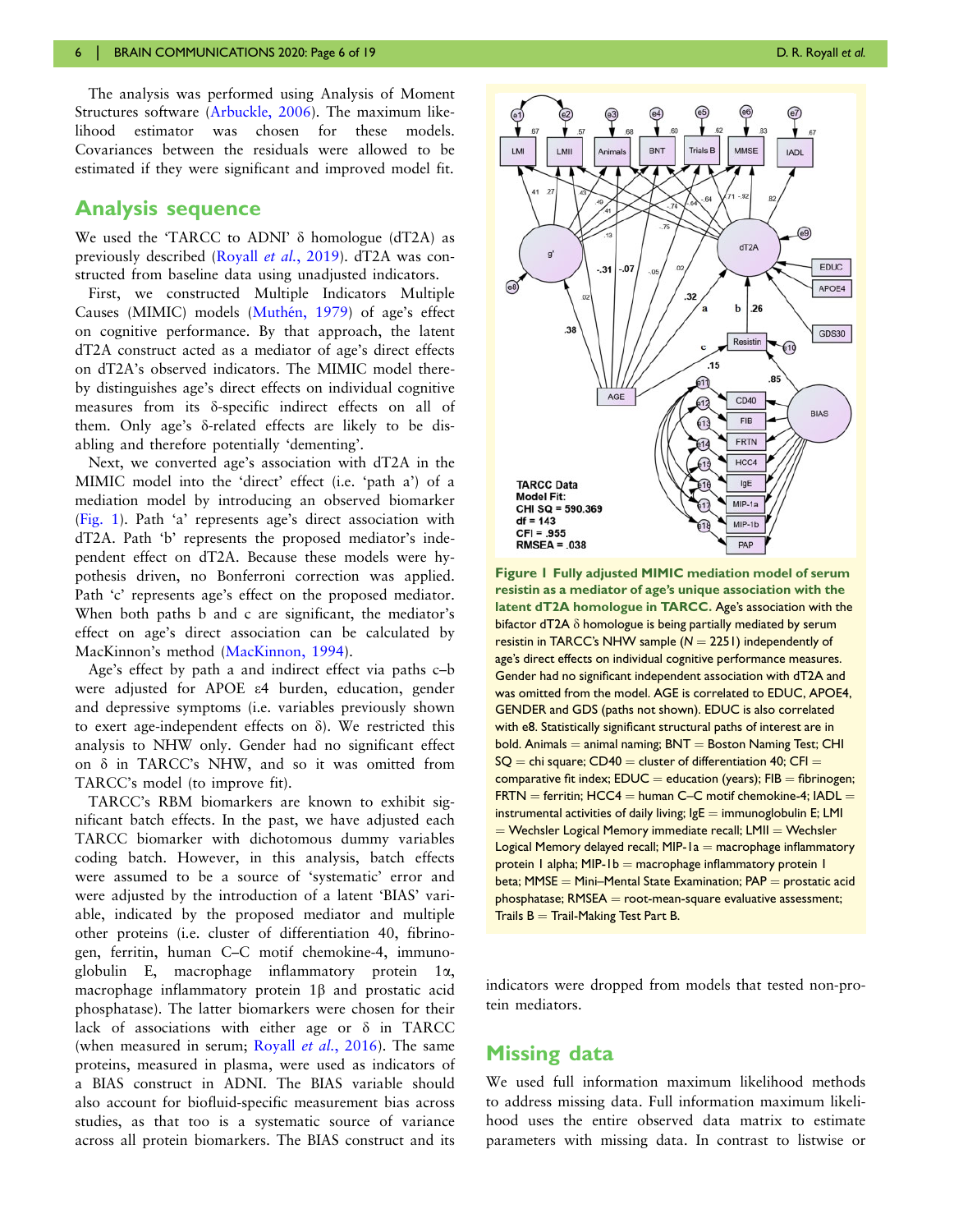The analysis was performed using Analysis of Moment Structures software (Arbuckle, 2006). The maximum likelihood estimator was chosen for these models. Covariances between the residuals were allowed to be estimated if they were significant and improved model fit.

## Analysis sequence

We used the 'TARCC to ADNI' δ homologue (dT2A) as previously described (Royall *et al.*, 2019). dT2A was constructed from baseline data using unadjusted indicators.

First, we constructed Multiple Indicators Multiple Causes (MIMIC) models (Muthén, 1979) of age's effect on cognitive performance. By that approach, the latent dT2A construct acted as a mediator of age's direct effects on dT2A's observed indicators. The MIMIC model thereby distinguishes age's direct effects on individual cognitive measures from its δ-specific indirect effects on all of them. Only age's δ-related effects are likely to be disabling and therefore potentially 'dementing'.

Next, we converted age's association with dT2A in the MIMIC model into the 'direct' effect (i.e. 'path a') of a mediation model by introducing an observed biomarker (Fig. 1). Path 'a' represents age's direct association with dT2A. Path 'b' represents the proposed mediator's independent effect on dT2A. Because these models were hypothesis driven, no Bonferroni correction was applied. Path 'c' represents age's effect on the proposed mediator. When both paths b and c are significant, the mediator's effect on age's direct association can be calculated by MacKinnon's method (MacKinnon, 1994).

Age's effect by path a and indirect effect via paths c–b were adjusted for APOE ε4 burden, education, gender and depressive symptoms (i.e. variables previously shown to exert age-independent effects on δ). We restricted this analysis to NHW only. Gender had no significant effect on δ in TARCC's NHW, and so it was omitted from TARCC's model (to improve fit).

TARCC's RBM biomarkers are known to exhibit significant batch effects. In the past, we have adjusted each TARCC biomarker with dichotomous dummy variables coding batch. However, in this analysis, batch effects were assumed to be a source of 'systematic' error and were adjusted by the introduction of a latent 'BIAS' variable, indicated by the proposed mediator and multiple other proteins (i.e. cluster of differentiation 40, fibrinogen, ferritin, human C–C motif chemokine-4, immunoglobulin E, macrophage inflammatory protein 1α, macrophage inflammatory protein 1β and prostatic acid phosphatase). The latter biomarkers were chosen for their lack of associations with either age or δ in TARCC (when measured in serum; Royall *et al.*, 2016). The same proteins, measured in plasma, were used as indicators of a BIAS construct in ADNI. The BIAS variable should also account for biofluid-specific measurement bias across studies, as that too is a systematic source of variance across all protein biomarkers. The BIAS construct and its indicators were dropped from models that tested non-protein mediators.

**Figure 1 Fully adjusted MIMIC mediation model of serum resistin as a mediator of age's unique association with the latent dT2A homologue in TARCC.** Age's association with the bifactor dT2A δ homologue is being partially mediated by serum resistin in TARCC's NHW sample ($N = 2251$) independently of age's direct effects on individual cognitive performance measures. Gender had no significant independent association with dT2A and was omitted from the model. AGE is correlated to EDUC, APOE4, GENDER and GDS (paths not shown). EDUC is also correlated with e8. Statistically significant structural paths of interest are in bold. Animals = animal naming; BNT = Boston Naming Test; CHI SQ = chi square; CD40 = cluster of differentiation 40; CFI = comparative fit index; EDUC = education (years); FIB = fibrinogen; FRTN = ferritin; HCC4 = human C–C motif chemokine-4; IADL = instrumental activities of daily living; IgE = immunoglobulin E; LMI = Wechsler Logical Memory immediate recall; LMII = Wechsler Logical Memory delayed recall; MIP-1a = macrophage inflammatory protein 1 alpha; MIP-1b = macrophage inflammatory protein 1 beta; MMSE = Mini–Mental State Examination; PAP = prostatic acid phosphatase; RMSEA = root-mean-square evaluative assessment; Trails B = Trail-Making Test Part B.

## Missing data

We used full information maximum likelihood methods to address missing data. Full information maximum likelihood uses the entire observed data matrix to estimate parameters with missing data. In contrast to listwise or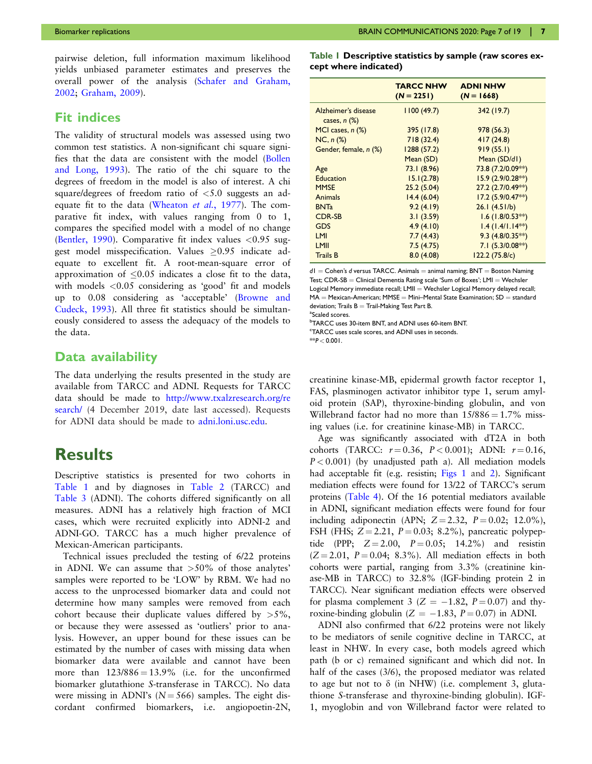pairwise deletion, full information maximum likelihood yields unbiased parameter estimates and preserves the overall power of the analysis (Schafer and Graham, 2002; Graham, 2009).

## Fit indices

The validity of structural models was assessed using two common test statistics. A non-significant chi square signifies that the data are consistent with the model (Bollen and Long, 1993). The ratio of the chi square to the degrees of freedom in the model is also of interest. A chi square/degrees of freedom ratio of <5.0 suggests an adequate fit to the data (Wheaton *et al.*, 1977). The comparative fit index, with values ranging from 0 to 1, compares the specified model with a model of no change (Bentler, 1990). Comparative fit index values <0.95 suggest model misspecification. Values ≥0.95 indicate adequate to excellent fit. A root-mean-square error of approximation of ≤0.05 indicates a close fit to the data, with models <0.05 considering as 'good' fit and models up to 0.08 considering as 'acceptable' (Browne and Cudeck, 1993). All three fit statistics should be simultaneously considered to assess the adequacy of the models to the data.

## Data availability

The data underlying the results presented in the study are available from TARCC and ADNI. Requests for TARCC data should be made to http://www.txalzresearch.org/research/ (4 December 2019, date last accessed). Requests for ADNI data should be made to adni.loni.usc.edu.

# Results

Descriptive statistics is presented for two cohorts in Table 1 and by diagnoses in Table 2 (TARCC) and Table 3 (ADNI). The cohorts differed significantly on all measures. ADNI has a relatively high fraction of MCI cases, which were recruited explicitly into ADNI-2 and ADNI-GO. TARCC has a much higher prevalence of Mexican-American participants.

Technical issues precluded the testing of 6/22 proteins in ADNI. We can assume that >50% of those analytes' samples were reported to be 'LOW' by RBM. We had no access to the unprocessed biomarker data and could not determine how many samples were removed from each cohort because their duplicate values differed by >5%, or because they were assessed as 'outliers' prior to analysis. However, an upper bound for these issues can be estimated by the number of cases with missing data when biomarker data were available and cannot have been more than 123/886 = 13.9% (i.e. for the unconfirmed biomarker glutathione *S*-transferase in TARCC). No data were missing in ADNI's ($N = 566$) samples. The eight discordant confirmed biomarkers, i.e. angiopoetin-2N, creatinine kinase-MB, epidermal growth factor receptor 1, FAS, plasminogen activator inhibitor type 1, serum amyloid protein (SAP), thyroxine-binding globulin, and von Willebrand factor had no more than 15/886 = 1.7% missing values (i.e. for creatinine kinase-MB) in TARCC.

**Table 1 Descriptive statistics by sample (raw scores except where indicated)**

| | TARCC NHW ($N = 2251$) | ADNI NHW ($N = 1668$) |
|---|---|---|
| Alzheimer's disease cases, *n* (%) | 1100 (49.7) | 342 (19.7) |
| MCI cases, *n* (%) | 395 (17.8) | 978 (56.3) |
| NC, *n* (%) | 718 (32.4) | 417 (24.8) |
| Gender, female, *n* (%) | 1288 (57.2) | 919 (55.1) |
| | Mean (SD) | Mean (SD/*d*1) |
| Age | 73.1 (8.96) | 73.8 (7.2/0.09**) |
| Education | 15.1(2.78) | 15.9 (2.9/0.28**) |
| MMSE | 25.2 (5.04) | 27.2 (2.7/0.49**) |
| Animals | 14.4 (6.04) | 17.2 (5.9/0.47**) |
| BNTa | 9.2 (4.19) | 26.1 (4.51/b) |
| CDR-SB | 3.1 (3.59) | 1.6 (1.8/0.53**) |
| GDS | 4.9 (4.10) | 1.4 (1.4/1.14**) |
| LMI | 7.7 (4.43) | 9.3 (4.8/0.35**) |
| LMII | 7.5 (4.75) | 7.1 (5.3/0.08**) |
| Trails B | 8.0 (4.08) | 122.2 (75.8/c) |

*d*1 = Cohen's *d* versus TARCC. Animals = animal naming; BNT = Boston Naming Test; CDR-SB = Clinical Dementia Rating scale 'Sum of Boxes'; LMI = Wechsler Logical Memory immediate recall; LMII = Wechsler Logical Memory delayed recall; MA = Mexican-American; MMSE = Mini–Mental State Examination; SD = standard deviation; Trails B = Trail-Making Test Part B.
[a]Scaled scores.
[b]TARCC uses 30-item BNT, and ADNI uses 60-item BNT.
[c]TARCC uses scale scores, and ADNI uses in seconds.
**$P < 0.001$.

Age was significantly associated with dT2A in both cohorts (TARCC: $r = 0.36$, $P < 0.001$); ADNI: $r = 0.16$, $P < 0.001$) (by unadjusted path a). All mediation models had acceptable fit (e.g. resistin; Figs 1 and 2). Significant mediation effects were found for 13/22 of TARCC's serum proteins (Table 4). Of the 16 potential mediators available in ADNI, significant mediation effects were found for four including adiponectin (APN; $Z = 2.32$, $P = 0.02$; 12.0%), FSH (FHS; $Z = 2.21$, $P = 0.03$; 8.2%), pancreatic polypeptide (PPP; $Z = 2.00$, $P = 0.05$; 14.2%) and resistin ($Z = 2.01$, $P = 0.04$; 8.3%). All mediation effects in both cohorts were partial, ranging from 3.3% (creatinine kinase-MB in TARCC) to 32.8% (IGF-binding protein 2 in TARCC). Near significant mediation effects were observed for plasma complement 3 ($Z = -1.82$, $P = 0.07$) and thyroxine-binding globulin ($Z = -1.83$, $P = 0.07$) in ADNI.

ADNI also confirmed that 6/22 proteins were not likely to be mediators of senile cognitive decline in TARCC, at least in NHW. In every case, both models agreed which path (b or c) remained significant and which did not. In half of the cases (3/6), the proposed mediator was related to age but not to δ (in NHW) (i.e. complement 3, glutathione *S*-transferase and thyroxine-binding globulin). IGF-1, myoglobin and von Willebrand factor were related to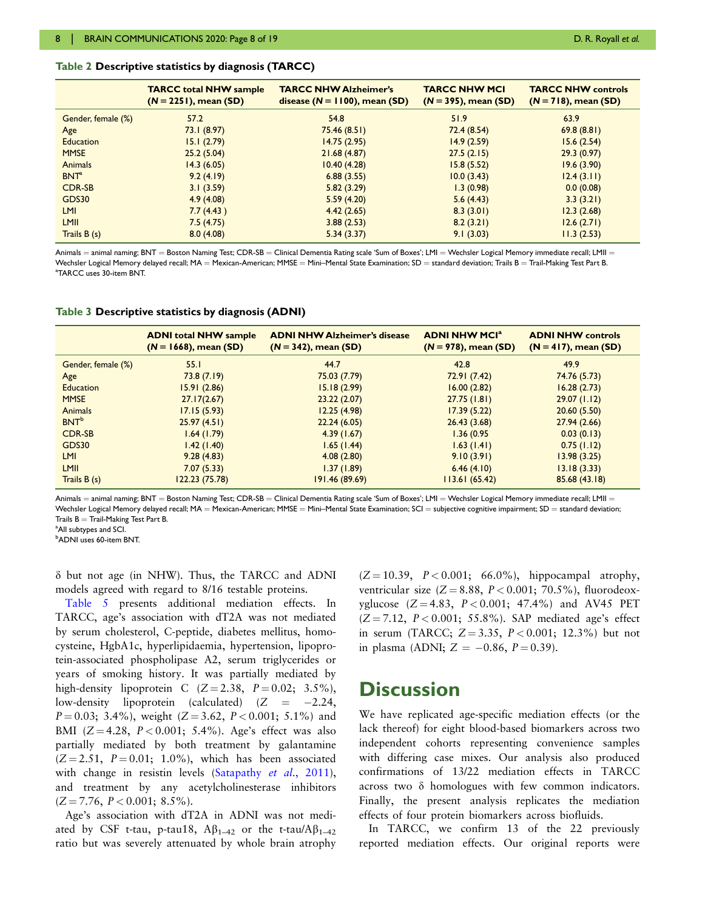**Table 2 Descriptive statistics by diagnosis (TARCC)**

| | TARCC total NHW sample ($N = 2251$), mean (SD) | TARCC NHW Alzheimer's disease ($N = 1100$), mean (SD) | TARCC NHW MCI ($N = 395$), mean (SD) | TARCC NHW controls ($N = 718$), mean (SD) |
|---|---|---|---|---|
| Gender, female (%) | 57.2 | 54.8 | 51.9 | 63.9 |
| Age | 73.1 (8.97) | 75.46 (8.51) | 72.4 (8.54) | 69.8 (8.81) |
| Education | 15.1 (2.79) | 14.75 (2.95) | 14.9 (2.59) | 15.6 (2.54) |
| MMSE | 25.2 (5.04) | 21.68 (4.87) | 27.5 (2.15) | 29.3 (0.97) |
| Animals | 14.3 (6.05) | 10.40 (4.28) | 15.8 (5.52) | 19.6 (3.90) |
| BNT[a] | 9.2 (4.19) | 6.88 (3.55) | 10.0 (3.43) | 12.4 (3.11) |
| CDR-SB | 3.1 (3.59) | 5.82 (3.29) | 1.3 (0.98) | 0.0 (0.08) |
| GDS30 | 4.9 (4.08) | 5.59 (4.20) | 5.6 (4.43) | 3.3 (3.21) |
| LMI | 7.7 (4.43 ) | 4.42 (2.65) | 8.3 (3.01) | 12.3 (2.68) |
| LMII | 7.5 (4.75) | 3.88 (2.53) | 8.2 (3.21) | 12.6 (2.71) |
| Trails B (s) | 8.0 (4.08) | 5.34 (3.37) | 9.1 (3.03) | 11.3 (2.53) |

Animals = animal naming; BNT = Boston Naming Test; CDR-SB = Clinical Dementia Rating scale 'Sum of Boxes'; LMI = Wechsler Logical Memory immediate recall; LMII = Wechsler Logical Memory delayed recall; MA = Mexican-American; MMSE = Mini–Mental State Examination; SD = standard deviation; Trails B = Trail-Making Test Part B.
[a]TARCC uses 30-item BNT.

**Table 3 Descriptive statistics by diagnosis (ADNI)**

| | ADNI total NHW sample ($N = 1668$), mean (SD) | ADNI NHW Alzheimer's disease ($N = 342$), mean (SD) | ADNI NHW MCI[a] ($N = 978$), mean (SD) | ADNI NHW controls ($N = 417$), mean (SD) |
|---|---|---|---|---|
| Gender, female (%) | 55.1 | 44.7 | 42.8 | 49.9 |
| Age | 73.8 (7.19) | 75.03 (7.79) | 72.91 (7.42) | 74.76 (5.73) |
| Education | 15.91 (2.86) | 15.18 (2.99) | 16.00 (2.82) | 16.28 (2.73) |
| MMSE | 27.17(2.67) | 23.22 (2.07) | 27.75 (1.81) | 29.07 (1.12) |
| Animals | 17.15 (5.93) | 12.25 (4.98) | 17.39 (5.22) | 20.60 (5.50) |
| BNT[b] | 25.97 (4.51) | 22.24 (6.05) | 26.43 (3.68) | 27.94 (2.66) |
| CDR-SB | 1.64 (1.79) | 4.39 (1.67) | 1.36 (0.95 | 0.03 (0.13) |
| GDS30 | 1.42 (1.40) | 1.65 (1.44) | 1.63 (1.41) | 0.75 (1.12) |
| LMI | 9.28 (4.83) | 4.08 (2.80) | 9.10 (3.91) | 13.98 (3.25) |
| LMII | 7.07 (5.33) | 1.37 (1.89) | 6.46 (4.10) | 13.18 (3.33) |
| Trails B (s) | 122.23 (75.78) | 191.46 (89.69) | 113.61 (65.42) | 85.68 (43.18) |

Animals = animal naming; BNT = Boston Naming Test; CDR-SB = Clinical Dementia Rating scale 'Sum of Boxes'; LMI = Wechsler Logical Memory immediate recall; LMII = Wechsler Logical Memory delayed recall; MA = Mexican-American; MMSE = Mini–Mental State Examination; SCI = subjective cognitive impairment; SD = standard deviation; Trails B = Trail-Making Test Part B.
[a]All subtypes and SCI.
[b]ADNI uses 60-item BNT.

δ but not age (in NHW). Thus, the TARCC and ADNI models agreed with regard to 8/16 testable proteins.

Table 5 presents additional mediation effects. In TARCC, age's association with dT2A was not mediated by serum cholesterol, C-peptide, diabetes mellitus, homocysteine, HgbA1c, hyperlipidaemia, hypertension, lipoprotein-associated phospholipase A2, serum triglycerides or years of smoking history. It was partially mediated by high-density lipoprotein C ($Z = 2.38$, $P = 0.02$; 3.5%), low-density lipoprotein (calculated) ($Z = -2.24$, $P = 0.03$; 3.4%), weight ($Z = 3.62$, $P < 0.001$; 5.1%) and BMI ($Z = 4.28$, $P < 0.001$; 5.4%). Age's effect was also partially mediated by both treatment by galantamine ($Z = 2.51$, $P = 0.01$; 1.0%), which has been associated with change in resistin levels (Satapathy *et al.*, 2011), and treatment by any acetylcholinesterase inhibitors ($Z = 7.76$, $P < 0.001$; 8.5%).

Age's association with dT2A in ADNI was not mediated by CSF t-tau, p-tau18, $A\beta_{1-42}$ or the t-tau/$A\beta_{1-42}$ ratio but was severely attenuated by whole brain atrophy ($Z = 10.39$, $P < 0.001$; 66.0%), hippocampal atrophy, ventricular size ($Z = 8.88$, $P < 0.001$; 70.5%), fluorodeoxyglucose ($Z = 4.83$, $P < 0.001$; 47.4%) and AV45 PET ($Z = 7.12$, $P < 0.001$; 55.8%). SAP mediated age's effect in serum (TARCC; $Z = 3.35$, $P < 0.001$; 12.3%) but not in plasma (ADNI; $Z = -0.86$, $P = 0.39$).

# Discussion

We have replicated age-specific mediation effects (or the lack thereof) for eight blood-based biomarkers across two independent cohorts representing convenience samples with differing case mixes. Our analysis also produced confirmations of 13/22 mediation effects in TARCC across two δ homologues with few common indicators. Finally, the present analysis replicates the mediation effects of four protein biomarkers across biofluids.

In TARCC, we confirm 13 of the 22 previously reported mediation effects. Our original reports were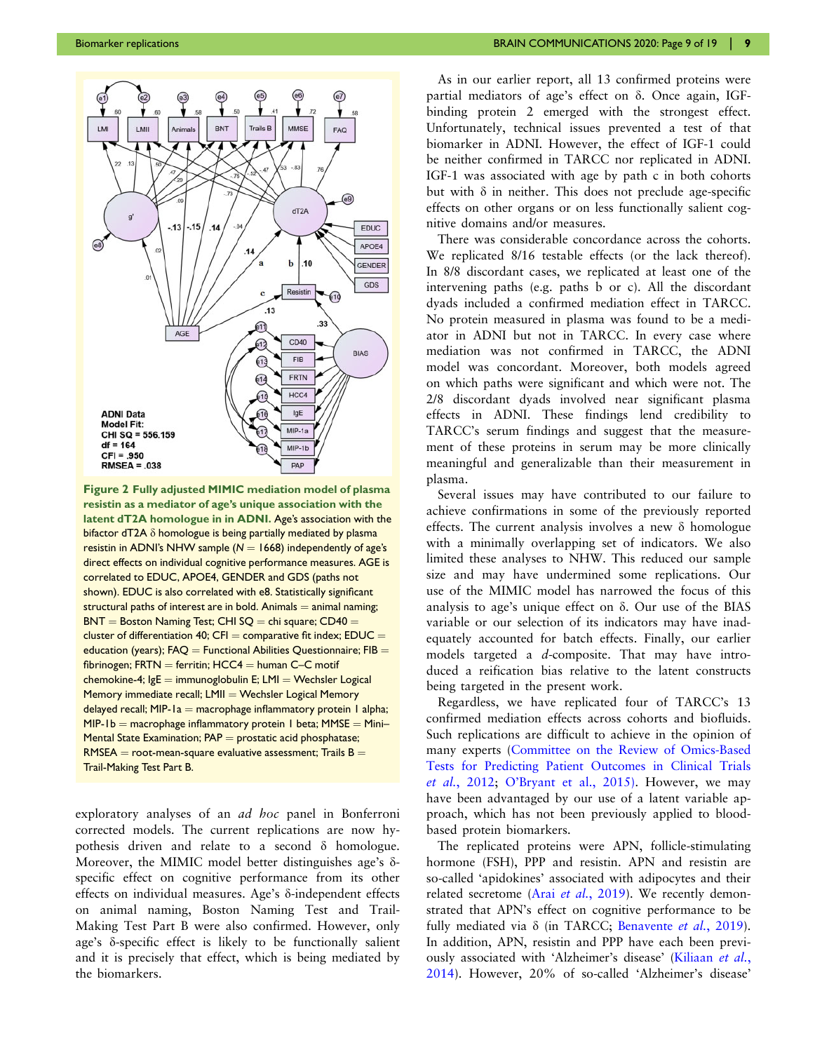**Figure 2 Fully adjusted MIMIC mediation model of plasma resistin as a mediator of age's unique association with the latent dT2A homologue in in ADNI.** Age's association with the bifactor dT2A δ homologue is being partially mediated by plasma resistin in ADNI's NHW sample (N = 1668) independently of age's direct effects on individual cognitive performance measures. AGE is correlated to EDUC, APOE4, GENDER and GDS (paths not shown). EDUC is also correlated with e8. Statistically significant structural paths of interest are in bold. Animals = animal naming; BNT = Boston Naming Test; CHI SQ = chi square; CD40 = cluster of differentiation 40; CFI = comparative fit index; EDUC = education (years); FAQ = Functional Abilities Questionnaire; FIB = fibrinogen; FRTN = ferritin; HCC4 = human C–C motif chemokine-4; IgE = immunoglobulin E; LMI = Wechsler Logical Memory immediate recall; LMII = Wechsler Logical Memory delayed recall; MIP-1a = macrophage inflammatory protein 1 alpha; MIP-1b = macrophage inflammatory protein 1 beta; MMSE = Mini–Mental State Examination; PAP = prostatic acid phosphatase; RMSEA = root-mean-square evaluative assessment; Trails B = Trail-Making Test Part B.

exploratory analyses of an *ad hoc* panel in Bonferroni corrected models. The current replications are now hypothesis driven and relate to a second δ homologue. Moreover, the MIMIC model better distinguishes age's δ-specific effect on cognitive performance from its other effects on individual measures. Age's δ-independent effects on animal naming, Boston Naming Test and Trail-Making Test Part B were also confirmed. However, only age's δ-specific effect is likely to be functionally salient and it is precisely that effect, which is being mediated by the biomarkers.

As in our earlier report, all 13 confirmed proteins were partial mediators of age's effect on δ. Once again, IGF-binding protein 2 emerged with the strongest effect. Unfortunately, technical issues prevented a test of that biomarker in ADNI. However, the effect of IGF-1 could be neither confirmed in TARCC nor replicated in ADNI. IGF-1 was associated with age by path c in both cohorts but with δ in neither. This does not preclude age-specific effects on other organs or on less functionally salient cognitive domains and/or measures.

There was considerable concordance across the cohorts. We replicated 8/16 testable effects (or the lack thereof). In 8/8 discordant cases, we replicated at least one of the intervening paths (e.g. paths b or c). All the discordant dyads included a confirmed mediation effect in TARCC. No protein measured in plasma was found to be a mediator in ADNI but not in TARCC. In every case where mediation was not confirmed in TARCC, the ADNI model was concordant. Moreover, both models agreed on which paths were significant and which were not. The 2/8 discordant dyads involved near significant plasma effects in ADNI. These findings lend credibility to TARCC's serum findings and suggest that the measurement of these proteins in serum may be more clinically meaningful and generalizable than their measurement in plasma.

Several issues may have contributed to our failure to achieve confirmations in some of the previously reported effects. The current analysis involves a new δ homologue with a minimally overlapping set of indicators. We also limited these analyses to NHW. This reduced our sample size and may have undermined some replications. Our use of the MIMIC model has narrowed the focus of this analysis to age's unique effect on δ. Our use of the BIAS variable or our selection of its indicators may have inadequately accounted for batch effects. Finally, our earlier models targeted a *d*-composite. That may have introduced a reification bias relative to the latent constructs being targeted in the present work.

Regardless, we have replicated four of TARCC's 13 confirmed mediation effects across cohorts and biofluids. Such replications are difficult to achieve in the opinion of many experts (Committee on the Review of Omics-Based Tests for Predicting Patient Outcomes in Clinical Trials *et al.*, 2012; O'Bryant et al., 2015). However, we may have been advantaged by our use of a latent variable approach, which has not been previously applied to blood-based protein biomarkers.

The replicated proteins were APN, follicle-stimulating hormone (FSH), PPP and resistin. APN and resistin are so-called 'apidokines' associated with adipocytes and their related secretome (Arai *et al.*, 2019). We recently demonstrated that APN's effect on cognitive performance to be fully mediated via δ (in TARCC; Benavente *et al.*, 2019). In addition, APN, resistin and PPP have each been previously associated with 'Alzheimer's disease' (Kiliaan *et al.*, 2014). However, 20% of so-called 'Alzheimer's disease'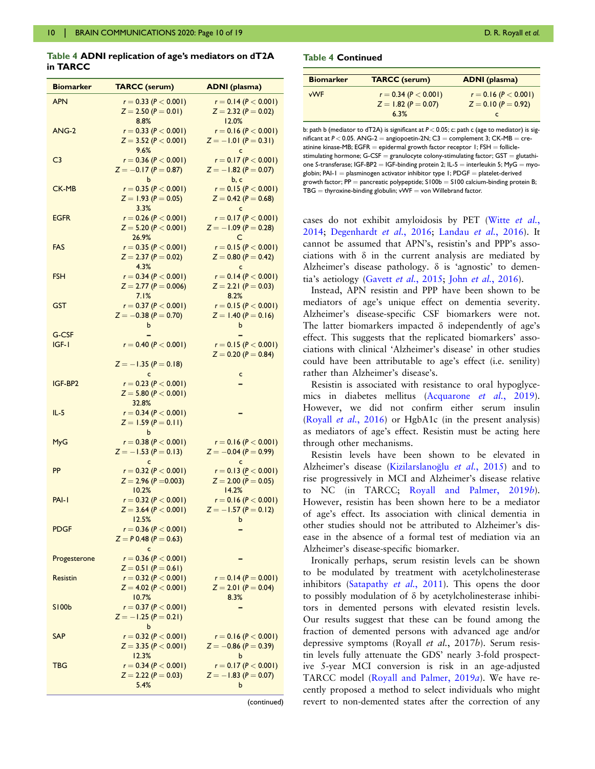**Table 4 ADNI replication of age's mediators on dT2A in TARCC**

| Biomarker | TARCC (serum) | ADNI (plasma) |
|---|---|---|
| APN | $r = 0.33$ ($P < 0.001$) $Z = 2.50$ ($P = 0.01$) 8.8% | $r = 0.14$ ($P < 0.001$) $Z = 2.32$ ($P = 0.02$) 12.0% |
| ANG-2 | $r = 0.33$ ($P < 0.001$) $Z = 3.52$ ($P < 0.001$) 9.6% | $r = 0.16$ ($P < 0.001$) $Z = -1.01$ ($P = 0.31$) c |
| C3 | $r = 0.36$ ($P < 0.001$) $Z = -0.17$ ($P = 0.87$) b | $r = 0.17$ ($P < 0.001$) $Z = -1.82$ ($P = 0.07$) b, c |
| CK-MB | $r = 0.35$ ($P < 0.001$) $Z = 1.93$ ($P = 0.05$) 3.3% | $r = 0.15$ ($P < 0.001$) $Z = 0.42$ ($P = 0.68$) c |
| EGFR | $r = 0.26$ ($P < 0.001$) $Z = 5.20$ ($P < 0.001$) 26.9% | $r = 0.17$ ($P < 0.001$) $Z = -1.09$ ($P = 0.28$) C |
| FAS | $r = 0.35$ ($P < 0.001$) $Z = 2.37$ ($P = 0.02$) 4.3% | $r = 0.15$ ($P < 0.001$) $Z = 0.80$ ($P = 0.42$) c |
| FSH | $r = 0.34$ ($P < 0.001$) $Z = 2.77$ ($P = 0.006$) 7.1% | $r = 0.14$ ($P < 0.001$) $Z = 2.21$ ($P = 0.03$) 8.2% |
| GST | $r = 0.37$ ($P < 0.001$) $Z = -0.38$ ($P = 0.70$) b | $r = 0.15$ ($P < 0.001$) $Z = 1.40$ ($P = 0.16$) b |
| G-CSF | – | – |
| IGF-1 | $r = 0.40$ ($P < 0.001$) $Z = -1.35$ ($P = 0.18$) c | $r = 0.15$ ($P < 0.001$) $Z = 0.20$ ($P = 0.84$) c |
| IGF-BP2 | $r = 0.23$ ($P < 0.001$) $Z = 5.80$ ($P < 0.001$) 32.8% | – |
| IL-5 | $r = 0.34$ ($P < 0.001$) $Z = 1.59$ ($P = 0.11$) b | – |
| MyG | $r = 0.38$ ($P < 0.001$) $Z = -1.53$ ($P = 0.13$) c | $r = 0.16$ ($P < 0.001$) $Z = -0.04$ ($P = 0.99$) c |
| PP | $r = 0.32$ ($P < 0.001$) $Z = 2.96$ ($P = 0.003$) 10.2% | $r = 0.13$ ($P < 0.001$) $Z = 2.00$ ($P = 0.05$) 14.2% |
| PAI-1 | $r = 0.32$ ($P < 0.001$) $Z = 3.64$ ($P < 0.001$) 12.5% | $r = 0.16$ ($P < 0.001$) $Z = -1.57$ ($P = 0.12$) b |
| PDGF | $r = 0.36$ ($P < 0.001$) $Z = P$ 0.48 ($P = 0.63$) c | – |
| Progesterone | $r = 0.36$ ($P < 0.001$) $Z = 0.51$ ($P = 0.61$) | – |
| Resistin | $r = 0.32$ ($P < 0.001$) $Z = 4.02$ ($P < 0.001$) 10.7% | $r = 0.14$ ($P = 0.001$) $Z = 2.01$ ($P = 0.04$) 8.3% |
| S100b | $r = 0.37$ ($P < 0.001$) $Z = -1.25$ ($P = 0.21$) b | – |
| SAP | $r = 0.32$ ($P < 0.001$) $Z = 3.35$ ($P < 0.001$) 12.3% | $r = 0.16$ ($P < 0.001$) $Z = -0.86$ ($P = 0.39$) b |
| TBG | $r = 0.34$ ($P < 0.001$) $Z = 2.22$ ($P = 0.03$) 5.4% | $r = 0.17$ ($P < 0.001$) $Z = -1.83$ ($P = 0.07$) b |
| vWF | $r = 0.34$ ($P < 0.001$) $Z = 1.82$ ($P = 0.07$) 6.3% | $r = 0.16$ ($P < 0.001$) $Z = 0.10$ ($P = 0.92$) c |

b: path b (mediator to dT2A) is significant at $P < 0.05$; c: path c (age to mediator) is significant at $P < 0.05$. ANG-2 = angiopoetin-2N; C3 = complement 3; CK-MB = creatinine kinase-MB; EGFR = epidermal growth factor receptor 1; FSH = follicle-stimulating hormone; G-CSF = granulocyte colony-stimulating factor; GST = glutathione S-transferase; IGF-BP2 = IGF-binding protein 2; IL-5 = interleukin 5; MyG = myoglobin; PAI-1 = plasminogen activator inhibitor type 1; PDGF = platelet-derived growth factor; PP = pancreatic polypeptide; S100b = S100 calcium-binding protein B; TBG = thyroxine-binding globulin; vWF = von Willebrand factor.

cases do not exhibit amyloidosis by PET (Witte *et al.*, 2014; Degenhardt *et al.*, 2016; Landau *et al.*, 2016). It cannot be assumed that APN's, resistin's and PPP's associations with δ in the current analysis are mediated by Alzheimer's disease pathology. δ is 'agnostic' to dementia's aetiology (Gavett *et al.*, 2015; John *et al.*, 2016).

Instead, APN resistin and PPP have been shown to be mediators of age's unique effect on dementia severity. Alzheimer's disease-specific CSF biomarkers were not. The latter biomarkers impacted δ independently of age's effect. This suggests that the replicated biomarkers' associations with clinical 'Alzheimer's disease' in other studies could have been attributable to age's effect (i.e. senility) rather than Alzheimer's disease's.

Resistin is associated with resistance to oral hypoglycemics in diabetes mellitus (Acquarone *et al.*, 2019). However, we did not confirm either serum insulin (Royall *et al.*, 2016) or HgbA1c (in the present analysis) as mediators of age's effect. Resistin must be acting here through other mechanisms.

Resistin levels have been shown to be elevated in Alzheimer's disease (Kizilarslanoğlu *et al.*, 2015) and to rise progressively in MCI and Alzheimer's disease relative to NC (in TARCC; Royall and Palmer, 2019*b*). However, resistin has been shown here to be a mediator of age's effect. Its association with clinical dementia in other studies should not be attributed to Alzheimer's disease in the absence of a formal test of mediation via an Alzheimer's disease-specific biomarker.

Ironically perhaps, serum resistin levels can be shown to be modulated by treatment with acetylcholinesterase inhibitors (Satapathy *et al.*, 2011). This opens the door to possibly modulation of δ by acetylcholinesterase inhibitors in demented persons with elevated resistin levels. Our results suggest that these can be found among the fraction of demented persons with advanced age and/or depressive symptoms (Royall *et al.*, 2017*b*). Serum resistin levels fully attenuate the GDS' nearly 3-fold prospective 5-year MCI conversion is risk in an age-adjusted TARCC model (Royall and Palmer, 2019*a*). We have recently proposed a method to select individuals who might revert to non-demented states after the correction of any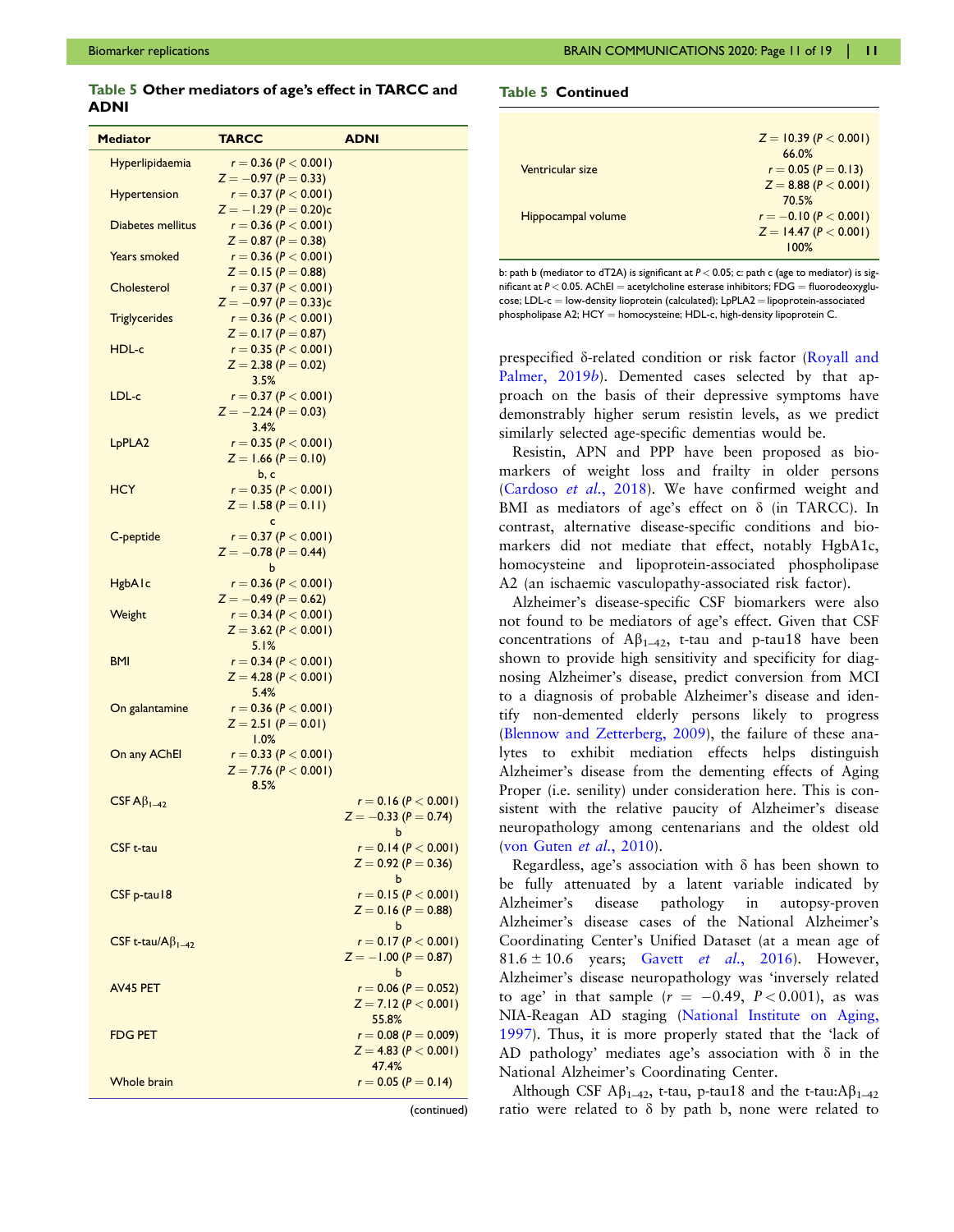**Table 5 Other mediators of age's effect in TARCC and ADNI**

| Mediator | TARCC | ADNI |
|---|---|---|
| Hyperlipidaemia | $r = 0.36$ ($P < 0.001$) $Z = -0.97$ ($P = 0.33$) | |
| Hypertension | $r = 0.37$ ($P < 0.001$) $Z = -1.29$ ($P = 0.20$)c | |
| Diabetes mellitus | $r = 0.36$ ($P < 0.001$) $Z = 0.87$ ($P = 0.38$) | |
| Years smoked | $r = 0.36$ ($P < 0.001$) $Z = 0.15$ ($P = 0.88$) | |
| Cholesterol | $r = 0.37$ ($P < 0.001$) $Z = -0.97$ ($P = 0.33$)c | |
| Triglycerides | $r = 0.36$ ($P < 0.001$) $Z = 0.17$ ($P = 0.87$) | |
| HDL-c | $r = 0.35$ ($P < 0.001$) $Z = 2.38$ ($P = 0.02$) 3.5% | |
| LDL-c | $r = 0.37$ ($P < 0.001$) $Z = -2.24$ ($P = 0.03$) 3.4% | |
| LpPLA2 | $r = 0.35$ ($P < 0.001$) $Z = 1.66$ ($P = 0.10$) b, c | |
| HCY | $r = 0.35$ ($P < 0.001$) $Z = 1.58$ ($P = 0.11$) c | |
| C-peptide | $r = 0.37$ ($P < 0.001$) $Z = -0.78$ ($P = 0.44$) b | |
| HgbA1c | $r = 0.36$ ($P < 0.001$) $Z = -0.49$ ($P = 0.62$) | |
| Weight | $r = 0.34$ ($P < 0.001$) $Z = 3.62$ ($P < 0.001$) 5.1% | |
| BMI | $r = 0.34$ ($P < 0.001$) $Z = 4.28$ ($P < 0.001$) 5.4% | |
| On galantamine | $r = 0.36$ ($P < 0.001$) $Z = 2.51$ ($P = 0.01$) 1.0% | |
| On any AChEI | $r = 0.33$ ($P < 0.001$) $Z = 7.76$ ($P < 0.001$) 8.5% | |
| CSF $A\beta_{1-42}$ | | $r = 0.16$ ($P < 0.001$) $Z = -0.33$ ($P = 0.74$) b |
| CSF t-tau | | $r = 0.14$ ($P < 0.001$) $Z = 0.92$ ($P = 0.36$) b |
| CSF p-tau18 | | $r = 0.15$ ($P < 0.001$) $Z = 0.16$ ($P = 0.88$) b |
| CSF t-tau/$A\beta_{1-42}$ | | $r = 0.17$ ($P < 0.001$) $Z = -1.00$ ($P = 0.87$) b |
| AV45 PET | | $r = 0.06$ ($P = 0.052$) $Z = 7.12$ ($P < 0.001$) 55.8% |
| FDG PET | | $r = 0.08$ ($P = 0.009$) $Z = 4.83$ ($P < 0.001$) 47.4% |
| Whole brain | | $r = 0.05$ ($P = 0.14$) $Z = 10.39$ ($P < 0.001$) 66.0% |
| Ventricular size | | $r = 0.05$ ($P = 0.13$) $Z = 8.88$ ($P < 0.001$) 70.5% |
| Hippocampal volume | | $r = -0.10$ ($P < 0.001$) $Z = 14.47$ ($P < 0.001$) 100% |

b: path b (mediator to dT2A) is significant at $P < 0.05$; c: path c (age to mediator) is significant at $P < 0.05$. AChEI = acetylcholine esterase inhibitors; FDG = fluorodeoxyglucose; LDL-c = low-density lioprotein (calculated); LpPLA2 = lipoprotein-associated phospholipase A2; HCY = homocysteine; HDL-c, high-density lipoprotein C.

prespecified δ-related condition or risk factor (Royall and Palmer, 2019b). Demented cases selected by that approach on the basis of their depressive symptoms have demonstrably higher serum resistin levels, as we predict similarly selected age-specific dementias would be.

Resistin, APN and PPP have been proposed as biomarkers of weight loss and frailty in older persons (Cardoso *et al.*, 2018). We have confirmed weight and BMI as mediators of age's effect on δ (in TARCC). In contrast, alternative disease-specific conditions and biomarkers did not mediate that effect, notably HgbA1c, homocysteine and lipoprotein-associated phospholipase A2 (an ischaemic vasculopathy-associated risk factor).

Alzheimer's disease-specific CSF biomarkers were also not found to be mediators of age's effect. Given that CSF concentrations of $A\beta_{1-42}$, t-tau and p-tau18 have been shown to provide high sensitivity and specificity for diagnosing Alzheimer's disease, predict conversion from MCI to a diagnosis of probable Alzheimer's disease and identify non-demented elderly persons likely to progress (Blennow and Zetterberg, 2009), the failure of these analytes to exhibit mediation effects helps distinguish Alzheimer's disease from the dementing effects of Aging Proper (i.e. senility) under consideration here. This is consistent with the relative paucity of Alzheimer's disease neuropathology among centenarians and the oldest old (von Guten *et al.*, 2010).

Regardless, age's association with δ has been shown to be fully attenuated by a latent variable indicated by Alzheimer's disease pathology in autopsy-proven Alzheimer's disease cases of the National Alzheimer's Coordinating Center's Unified Dataset (at a mean age of 81.6 ± 10.6 years; Gavett *et al.*, 2016). However, Alzheimer's disease neuropathology was 'inversely related to age' in that sample ($r = -0.49$, $P < 0.001$), as was NIA-Reagan AD staging (National Institute on Aging, 1997). Thus, it is more properly stated that the 'lack of AD pathology' mediates age's association with δ in the National Alzheimer's Coordinating Center.

Although CSF $A\beta_{1-42}$, t-tau, p-tau18 and the t-tau:$A\beta_{1-42}$ ratio were related to δ by path b, none were related to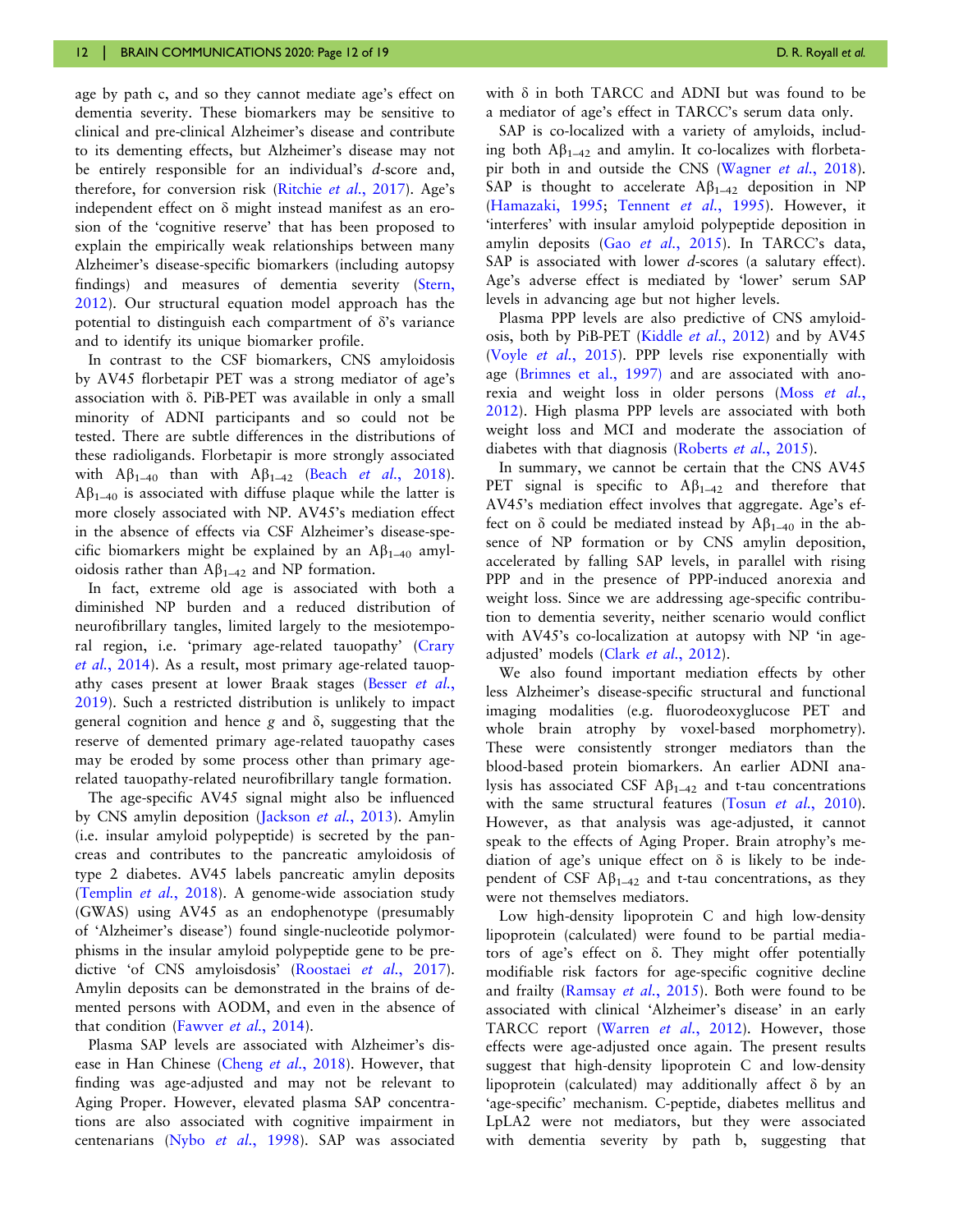age by path c, and so they cannot mediate age's effect on dementia severity. These biomarkers may be sensitive to clinical and pre-clinical Alzheimer's disease and contribute to its dementing effects, but Alzheimer's disease may not be entirely responsible for an individual's *d*-score and, therefore, for conversion risk (Ritchie *et al.*, 2017). Age's independent effect on δ might instead manifest as an erosion of the 'cognitive reserve' that has been proposed to explain the empirically weak relationships between many Alzheimer's disease-specific biomarkers (including autopsy findings) and measures of dementia severity (Stern, 2012). Our structural equation model approach has the potential to distinguish each compartment of δ's variance and to identify its unique biomarker profile.

In contrast to the CSF biomarkers, CNS amyloidosis by AV45 florbetapir PET was a strong mediator of age's association with δ. PiB-PET was available in only a small minority of ADNI participants and so could not be tested. There are subtle differences in the distributions of these radioligands. Florbetapir is more strongly associated with $A\beta_{1\text{–}40}$ than with $A\beta_{1\text{–}42}$ (Beach *et al.*, 2018). $A\beta_{1\text{–}40}$ is associated with diffuse plaque while the latter is more closely associated with NP. AV45's mediation effect in the absence of effects via CSF Alzheimer's disease-specific biomarkers might be explained by an $A\beta_{1\text{–}40}$ amyloidosis rather than $A\beta_{1\text{–}42}$ and NP formation.

In fact, extreme old age is associated with both a diminished NP burden and a reduced distribution of neurofibrillary tangles, limited largely to the mesiotemporal region, i.e. 'primary age-related tauopathy' (Crary *et al.*, 2014). As a result, most primary age-related tauopathy cases present at lower Braak stages (Besser *et al.*, 2019). Such a restricted distribution is unlikely to impact general cognition and hence *g* and δ, suggesting that the reserve of demented primary age-related tauopathy cases may be eroded by some process other than primary age-related tauopathy-related neurofibrillary tangle formation.

The age-specific AV45 signal might also be influenced by CNS amylin deposition (Jackson *et al.*, 2013). Amylin (i.e. insular amyloid polypeptide) is secreted by the pancreas and contributes to the pancreatic amyloidosis of type 2 diabetes. AV45 labels pancreatic amylin deposits (Templin *et al.*, 2018). A genome-wide association study (GWAS) using AV45 as an endophenotype (presumably of 'Alzheimer's disease') found single-nucleotide polymorphisms in the insular amyloid polypeptide gene to be predictive 'of CNS amyloisdosis' (Roostaei *et al.*, 2017). Amylin deposits can be demonstrated in the brains of demented persons with AODM, and even in the absence of that condition (Fawver *et al.*, 2014).

Plasma SAP levels are associated with Alzheimer's disease in Han Chinese (Cheng *et al.*, 2018). However, that finding was age-adjusted and may not be relevant to Aging Proper. However, elevated plasma SAP concentrations are also associated with cognitive impairment in centenarians (Nybo *et al.*, 1998). SAP was associated with δ in both TARCC and ADNI but was found to be a mediator of age's effect in TARCC's serum data only.

SAP is co-localized with a variety of amyloids, including both $A\beta_{1\text{–}42}$ and amylin. It co-localizes with florbetapir both in and outside the CNS (Wagner *et al.*, 2018). SAP is thought to accelerate $A\beta_{1\text{–}42}$ deposition in NP (Hamazaki, 1995; Tennent *et al.*, 1995). However, it 'interferes' with insular amyloid polypeptide deposition in amylin deposits (Gao *et al.*, 2015). In TARCC's data, SAP is associated with lower *d*-scores (a salutary effect). Age's adverse effect is mediated by 'lower' serum SAP levels in advancing age but not higher levels.

Plasma PPP levels are also predictive of CNS amyloidosis, both by PiB-PET (Kiddle *et al.*, 2012) and by AV45 (Voyle *et al.*, 2015). PPP levels rise exponentially with age (Brimnes et al., 1997) and are associated with anorexia and weight loss in older persons (Moss *et al.*, 2012). High plasma PPP levels are associated with both weight loss and MCI and moderate the association of diabetes with that diagnosis (Roberts *et al.*, 2015).

In summary, we cannot be certain that the CNS AV45 PET signal is specific to $A\beta_{1\text{–}42}$ and therefore that AV45's mediation effect involves that aggregate. Age's effect on δ could be mediated instead by $A\beta_{1\text{–}40}$ in the absence of NP formation or by CNS amylin deposition, accelerated by falling SAP levels, in parallel with rising PPP and in the presence of PPP-induced anorexia and weight loss. Since we are addressing age-specific contribution to dementia severity, neither scenario would conflict with AV45's co-localization at autopsy with NP 'in age-adjusted' models (Clark *et al.*, 2012).

We also found important mediation effects by other less Alzheimer's disease-specific structural and functional imaging modalities (e.g. fluorodeoxyglucose PET and whole brain atrophy by voxel-based morphometry). These were consistently stronger mediators than the blood-based protein biomarkers. An earlier ADNI analysis has associated CSF $A\beta_{1\text{–}42}$ and t-tau concentrations with the same structural features (Tosun *et al.*, 2010). However, as that analysis was age-adjusted, it cannot speak to the effects of Aging Proper. Brain atrophy's mediation of age's unique effect on δ is likely to be independent of CSF $A\beta_{1\text{–}42}$ and t-tau concentrations, as they were not themselves mediators.

Low high-density lipoprotein C and high low-density lipoprotein (calculated) were found to be partial mediators of age's effect on δ. They might offer potentially modifiable risk factors for age-specific cognitive decline and frailty (Ramsay *et al.*, 2015). Both were found to be associated with clinical 'Alzheimer's disease' in an early TARCC report (Warren *et al.*, 2012). However, those effects were age-adjusted once again. The present results suggest that high-density lipoprotein C and low-density lipoprotein (calculated) may additionally affect δ by an 'age-specific' mechanism. C-peptide, diabetes mellitus and LpLA2 were not mediators, but they were associated with dementia severity by path b, suggesting that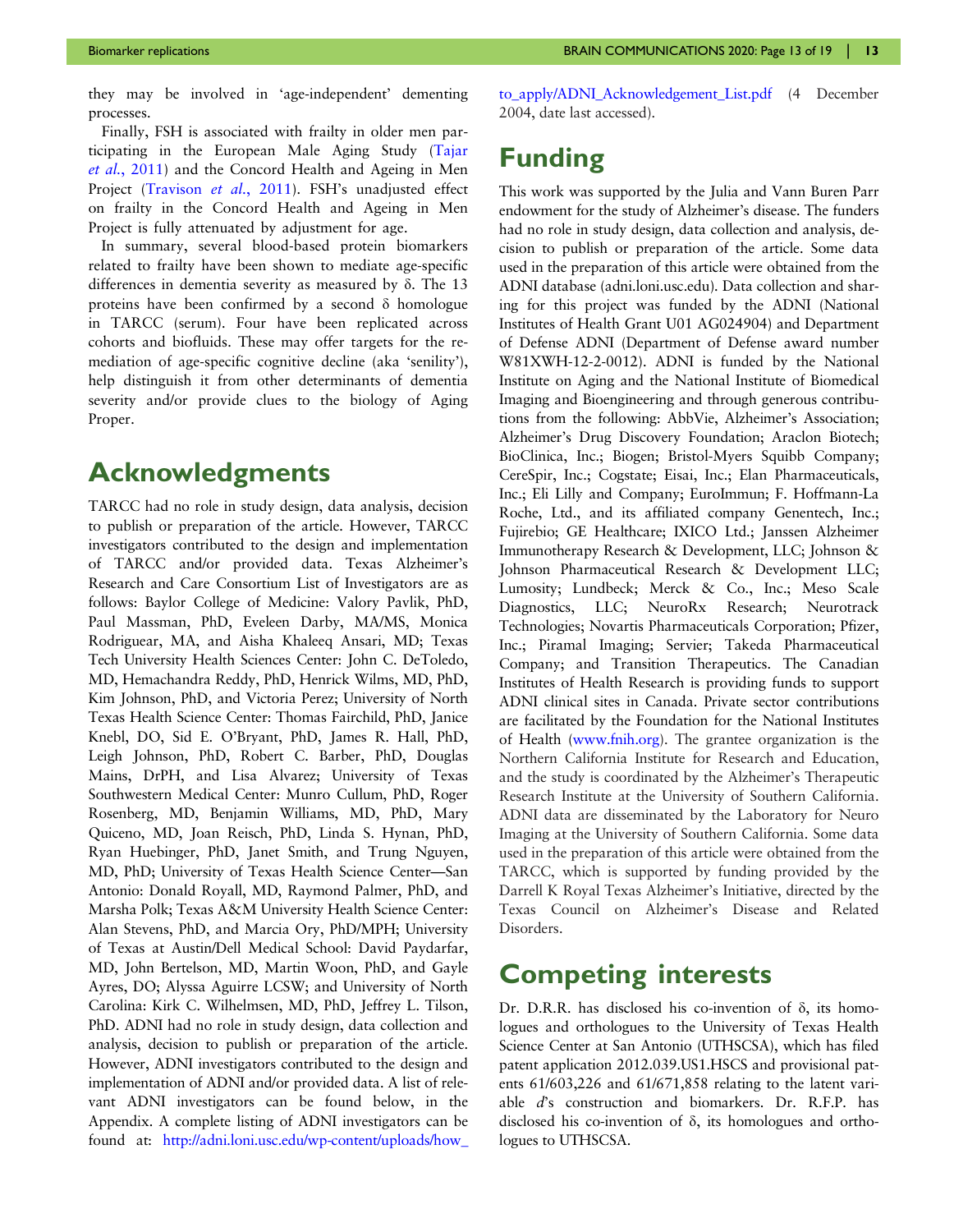they may be involved in 'age-independent' dementing processes.

Finally, FSH is associated with frailty in older men participating in the European Male Aging Study (Tajar *et al.*, 2011) and the Concord Health and Ageing in Men Project (Travison *et al.*, 2011). FSH's unadjusted effect on frailty in the Concord Health and Ageing in Men Project is fully attenuated by adjustment for age.

In summary, several blood-based protein biomarkers related to frailty have been shown to mediate age-specific differences in dementia severity as measured by δ. The 13 proteins have been confirmed by a second δ homologue in TARCC (serum). Four have been replicated across cohorts and biofluids. These may offer targets for the remediation of age-specific cognitive decline (aka 'senility'), help distinguish it from other determinants of dementia severity and/or provide clues to the biology of Aging Proper.

# Acknowledgments

TARCC had no role in study design, data analysis, decision to publish or preparation of the article. However, TARCC investigators contributed to the design and implementation of TARCC and/or provided data. Texas Alzheimer's Research and Care Consortium List of Investigators are as follows: Baylor College of Medicine: Valory Pavlik, PhD, Paul Massman, PhD, Eveleen Darby, MA/MS, Monica Rodriguear, MA, and Aisha Khaleeq Ansari, MD; Texas Tech University Health Sciences Center: John C. DeToledo, MD, Hemachandra Reddy, PhD, Henrick Wilms, MD, PhD, Kim Johnson, PhD, and Victoria Perez; University of North Texas Health Science Center: Thomas Fairchild, PhD, Janice Knebl, DO, Sid E. O'Bryant, PhD, James R. Hall, PhD, Leigh Johnson, PhD, Robert C. Barber, PhD, Douglas Mains, DrPH, and Lisa Alvarez; University of Texas Southwestern Medical Center: Munro Cullum, PhD, Roger Rosenberg, MD, Benjamin Williams, MD, PhD, Mary Quiceno, MD, Joan Reisch, PhD, Linda S. Hynan, PhD, Ryan Huebinger, PhD, Janet Smith, and Trung Nguyen, MD, PhD; University of Texas Health Science Center—San Antonio: Donald Royall, MD, Raymond Palmer, PhD, and Marsha Polk; Texas A&M University Health Science Center: Alan Stevens, PhD, and Marcia Ory, PhD/MPH; University of Texas at Austin/Dell Medical School: David Paydarfar, MD, John Bertelson, MD, Martin Woon, PhD, and Gayle Ayres, DO; Alyssa Aguirre LCSW; and University of North Carolina: Kirk C. Wilhelmsen, MD, PhD, Jeffrey L. Tilson, PhD. ADNI had no role in study design, data collection and analysis, decision to publish or preparation of the article. However, ADNI investigators contributed to the design and implementation of ADNI and/or provided data. A list of relevant ADNI investigators can be found below, in the Appendix. A complete listing of ADNI investigators can be found at: http://adni.loni.usc.edu/wp-content/uploads/how_to_apply/ADNI_Acknowledgement_List.pdf (4 December 2004, date last accessed).

# Funding

This work was supported by the Julia and Vann Buren Parr endowment for the study of Alzheimer's disease. The funders had no role in study design, data collection and analysis, decision to publish or preparation of the article. Some data used in the preparation of this article were obtained from the ADNI database (adni.loni.usc.edu). Data collection and sharing for this project was funded by the ADNI (National Institutes of Health Grant U01 AG024904) and Department of Defense ADNI (Department of Defense award number W81XWH-12-2-0012). ADNI is funded by the National Institute on Aging and the National Institute of Biomedical Imaging and Bioengineering and through generous contributions from the following: AbbVie, Alzheimer's Association; Alzheimer's Drug Discovery Foundation; Araclon Biotech; BioClinica, Inc.; Biogen; Bristol-Myers Squibb Company; CereSpir, Inc.; Cogstate; Eisai, Inc.; Elan Pharmaceuticals, Inc.; Eli Lilly and Company; EuroImmun; F. Hoffmann-La Roche, Ltd., and its affiliated company Genentech, Inc.; Fujirebio; GE Healthcare; IXICO Ltd.; Janssen Alzheimer Immunotherapy Research & Development, LLC; Johnson & Johnson Pharmaceutical Research & Development LLC; Lumosity; Lundbeck; Merck & Co., Inc.; Meso Scale Diagnostics, LLC; NeuroRx Research; Neurotrack Technologies; Novartis Pharmaceuticals Corporation; Pfizer, Inc.; Piramal Imaging; Servier; Takeda Pharmaceutical Company; and Transition Therapeutics. The Canadian Institutes of Health Research is providing funds to support ADNI clinical sites in Canada. Private sector contributions are facilitated by the Foundation for the National Institutes of Health (www.fnih.org). The grantee organization is the Northern California Institute for Research and Education, and the study is coordinated by the Alzheimer's Therapeutic Research Institute at the University of Southern California. ADNI data are disseminated by the Laboratory for Neuro Imaging at the University of Southern California. Some data used in the preparation of this article were obtained from the TARCC, which is supported by funding provided by the Darrell K Royal Texas Alzheimer's Initiative, directed by the Texas Council on Alzheimer's Disease and Related Disorders.

# Competing interests

Dr. D.R.R. has disclosed his co-invention of δ, its homologues and orthologues to the University of Texas Health Science Center at San Antonio (UTHSCSA), which has filed patent application 2012.039.US1.HSCS and provisional patents 61/603,226 and 61/671,858 relating to the latent variable *d*'s construction and biomarkers. Dr. R.F.P. has disclosed his co-invention of δ, its homologues and orthologues to UTHSCSA.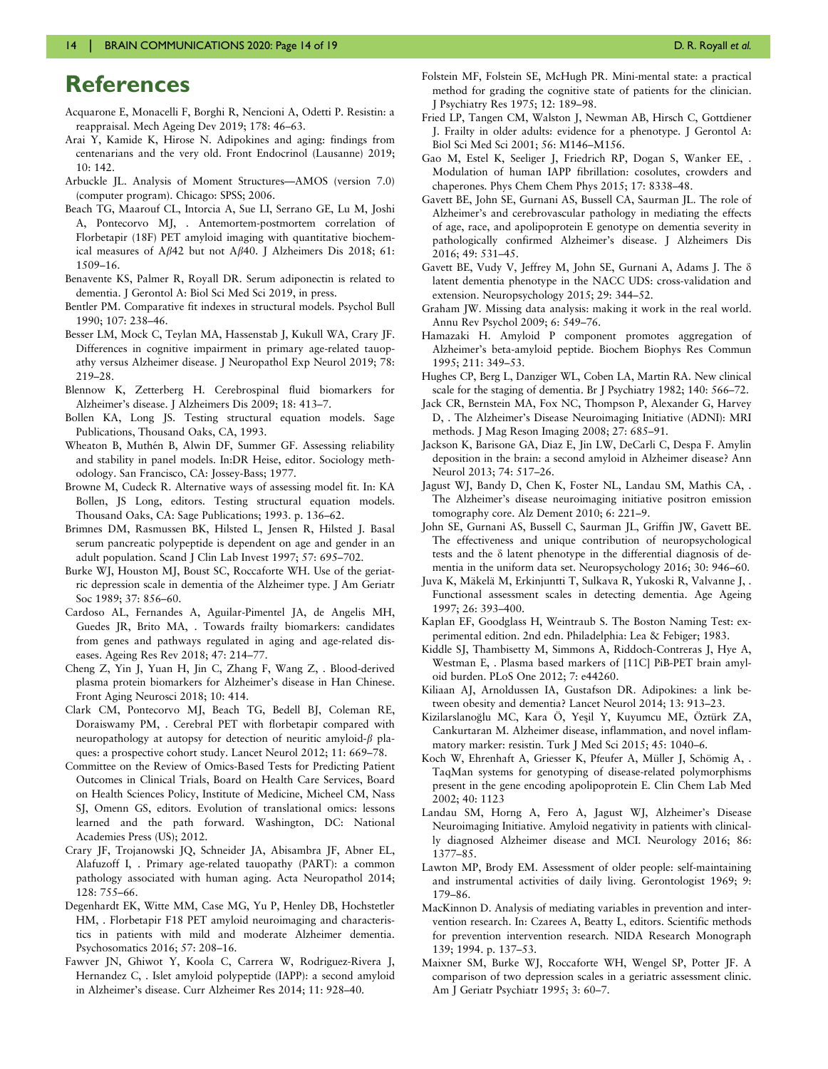# References

Acquarone E, Monacelli F, Borghi R, Nencioni A, Odetti P. Resistin: a reappraisal. Mech Ageing Dev 2019; 178: 46–63.

Arai Y, Kamide K, Hirose N. Adipokines and aging: findings from centenarians and the very old. Front Endocrinol (Lausanne) 2019; 10: 142.

Arbuckle JL. Analysis of Moment Structures—AMOS (version 7.0) (computer program). Chicago: SPSS; 2006.

Beach TG, Maarouf CL, Intorcia A, Sue LI, Serrano GE, Lu M, Joshi A, Pontecorvo MJ, . Antemortem-postmortem correlation of Florbetapir (18F) PET amyloid imaging with quantitative biochemical measures of A$\beta$42 but not A$\beta$40. J Alzheimers Dis 2018; 61: 1509–16.

Benavente KS, Palmer R, Royall DR. Serum adiponectin is related to dementia. J Gerontol A: Biol Sci Med Sci 2019, in press.

Bentler PM. Comparative fit indexes in structural models. Psychol Bull 1990; 107: 238–46.

Besser LM, Mock C, Teylan MA, Hassenstab J, Kukull WA, Crary JF. Differences in cognitive impairment in primary age-related tauopathy versus Alzheimer disease. J Neuropathol Exp Neurol 2019; 78: 219–28.

Blennow K, Zetterberg H. Cerebrospinal fluid biomarkers for Alzheimer's disease. J Alzheimers Dis 2009; 18: 413–7.

Bollen KA, Long JS. Testing structural equation models. Sage Publications, Thousand Oaks, CA, 1993.

Wheaton B, Muthén B, Alwin DF, Summer GF. Assessing reliability and stability in panel models. In:DR Heise, editor. Sociology methodology. San Francisco, CA: Jossey-Bass; 1977.

Browne M, Cudeck R. Alternative ways of assessing model fit. In: KA Bollen, JS Long, editors. Testing structural equation models. Thousand Oaks, CA: Sage Publications; 1993. p. 136–62.

Brimnes DM, Rasmussen BK, Hilsted L, Jensen R, Hilsted J. Basal serum pancreatic polypeptide is dependent on age and gender in an adult population. Scand J Clin Lab Invest 1997; 57: 695–702.

Burke WJ, Houston MJ, Boust SC, Roccaforte WH. Use of the geriatric depression scale in dementia of the Alzheimer type. J Am Geriatr Soc 1989; 37: 856–60.

Cardoso AL, Fernandes A, Aguilar-Pimentel JA, de Angelis MH, Guedes JR, Brito MA, . Towards frailty biomarkers: candidates from genes and pathways regulated in aging and age-related diseases. Ageing Res Rev 2018; 47: 214–77.

Cheng Z, Yin J, Yuan H, Jin C, Zhang F, Wang Z, . Blood-derived plasma protein biomarkers for Alzheimer's disease in Han Chinese. Front Aging Neurosci 2018; 10: 414.

Clark CM, Pontecorvo MJ, Beach TG, Bedell BJ, Coleman RE, Doraiswamy PM, . Cerebral PET with florbetapir compared with neuropathology at autopsy for detection of neuritic amyloid-$\beta$ plaques: a prospective cohort study. Lancet Neurol 2012; 11: 669–78.

Committee on the Review of Omics-Based Tests for Predicting Patient Outcomes in Clinical Trials, Board on Health Care Services, Board on Health Sciences Policy, Institute of Medicine, Micheel CM, Nass SJ, Omenn GS, editors. Evolution of translational omics: lessons learned and the path forward. Washington, DC: National Academies Press (US); 2012.

Crary JF, Trojanowski JQ, Schneider JA, Abisambra JF, Abner EL, Alafuzoff I, . Primary age-related tauopathy (PART): a common pathology associated with human aging. Acta Neuropathol 2014; 128: 755–66.

Degenhardt EK, Witte MM, Case MG, Yu P, Henley DB, Hochstetler HM, . Florbetapir F18 PET amyloid neuroimaging and characteristics in patients with mild and moderate Alzheimer dementia. Psychosomatics 2016; 57: 208–16.

Fawver JN, Ghiwot Y, Koola C, Carrera W, Rodriguez-Rivera J, Hernandez C, . Islet amyloid polypeptide (IAPP): a second amyloid in Alzheimer's disease. Curr Alzheimer Res 2014; 11: 928–40.

Folstein MF, Folstein SE, McHugh PR. Mini-mental state: a practical method for grading the cognitive state of patients for the clinician. J Psychiatry Res 1975; 12: 189–98.

Fried LP, Tangen CM, Walston J, Newman AB, Hirsch C, Gottdiener J. Frailty in older adults: evidence for a phenotype. J Gerontol A: Biol Sci Med Sci 2001; 56: M146–M156.

Gao M, Estel K, Seeliger J, Friedrich RP, Dogan S, Wanker EE, . Modulation of human IAPP fibrillation: cosolutes, crowders and chaperones. Phys Chem Chem Phys 2015; 17: 8338–48.

Gavett BE, John SE, Gurnani AS, Bussell CA, Saurman JL. The role of Alzheimer's and cerebrovascular pathology in mediating the effects of age, race, and apolipoprotein E genotype on dementia severity in pathologically confirmed Alzheimer's disease. J Alzheimers Dis 2016; 49: 531–45.

Gavett BE, Vudy V, Jeffrey M, John SE, Gurnani A, Adams J. The $\delta$ latent dementia phenotype in the NACC UDS: cross-validation and extension. Neuropsychology 2015; 29: 344–52.

Graham JW. Missing data analysis: making it work in the real world. Annu Rev Psychol 2009; 6: 549–76.

Hamazaki H. Amyloid P component promotes aggregation of Alzheimer's beta-amyloid peptide. Biochem Biophys Res Commun 1995; 211: 349–53.

Hughes CP, Berg L, Danziger WL, Coben LA, Martin RA. New clinical scale for the staging of dementia. Br J Psychiatry 1982; 140: 566–72.

Jack CR, Bernstein MA, Fox NC, Thompson P, Alexander G, Harvey D, . The Alzheimer's Disease Neuroimaging Initiative (ADNI): MRI methods. J Mag Reson Imaging 2008; 27: 685–91.

Jackson K, Barisone GA, Diaz E, Jin LW, DeCarli C, Despa F. Amylin deposition in the brain: a second amyloid in Alzheimer disease? Ann Neurol 2013; 74: 517–26.

Jagust WJ, Bandy D, Chen K, Foster NL, Landau SM, Mathis CA, . The Alzheimer's disease neuroimaging initiative positron emission tomography core. Alz Dement 2010; 6: 221–9.

John SE, Gurnani AS, Bussell C, Saurman JL, Griffin JW, Gavett BE. The effectiveness and unique contribution of neuropsychological tests and the $\delta$ latent phenotype in the differential diagnosis of dementia in the uniform data set. Neuropsychology 2016; 30: 946–60.

Juva K, Mäkelä M, Erkinjuntti T, Sulkava R, Yukoski R, Valvanne J, . Functional assessment scales in detecting dementia. Age Ageing 1997; 26: 393–400.

Kaplan EF, Goodglass H, Weintraub S. The Boston Naming Test: experimental edition. 2nd edn. Philadelphia: Lea & Febiger; 1983.

Kiddle SJ, Thambisetty M, Simmons A, Riddoch-Contreras J, Hye A, Westman E, . Plasma based markers of [11C] PiB-PET brain amyloid burden. PLoS One 2012; 7: e44260.

Kiliaan AJ, Arnoldussen IA, Gustafson DR. Adipokines: a link between obesity and dementia? Lancet Neurol 2014; 13: 913–23.

Kizilarslanoğlu MC, Kara Ö, Yeşil Y, Kuyumcu ME, Öztürk ZA, Cankurtaran M. Alzheimer disease, inflammation, and novel inflammatory marker: resistin. Turk J Med Sci 2015; 45: 1040–6.

Koch W, Ehrenhaft A, Griesser K, Pfeufer A, Müller J, Schömig A, . TaqMan systems for genotyping of disease-related polymorphisms present in the gene encoding apolipoprotein E. Clin Chem Lab Med 2002; 40: 1123

Landau SM, Horng A, Fero A, Jagust WJ, Alzheimer's Disease Neuroimaging Initiative. Amyloid negativity in patients with clinically diagnosed Alzheimer disease and MCI. Neurology 2016; 86: 1377–85.

Lawton MP, Brody EM. Assessment of older people: self-maintaining and instrumental activities of daily living. Gerontologist 1969; 9: 179–86.

MacKinnon D. Analysis of mediating variables in prevention and intervention research. In: Czarees A, Beatty L, editors. Scientific methods for prevention intervention research. NIDA Research Monograph 139; 1994. p. 137–53.

Maixner SM, Burke WJ, Roccaforte WH, Wengel SP, Potter JF. A comparison of two depression scales in a geriatric assessment clinic. Am J Geriatr Psychiatr 1995; 3: 60–7.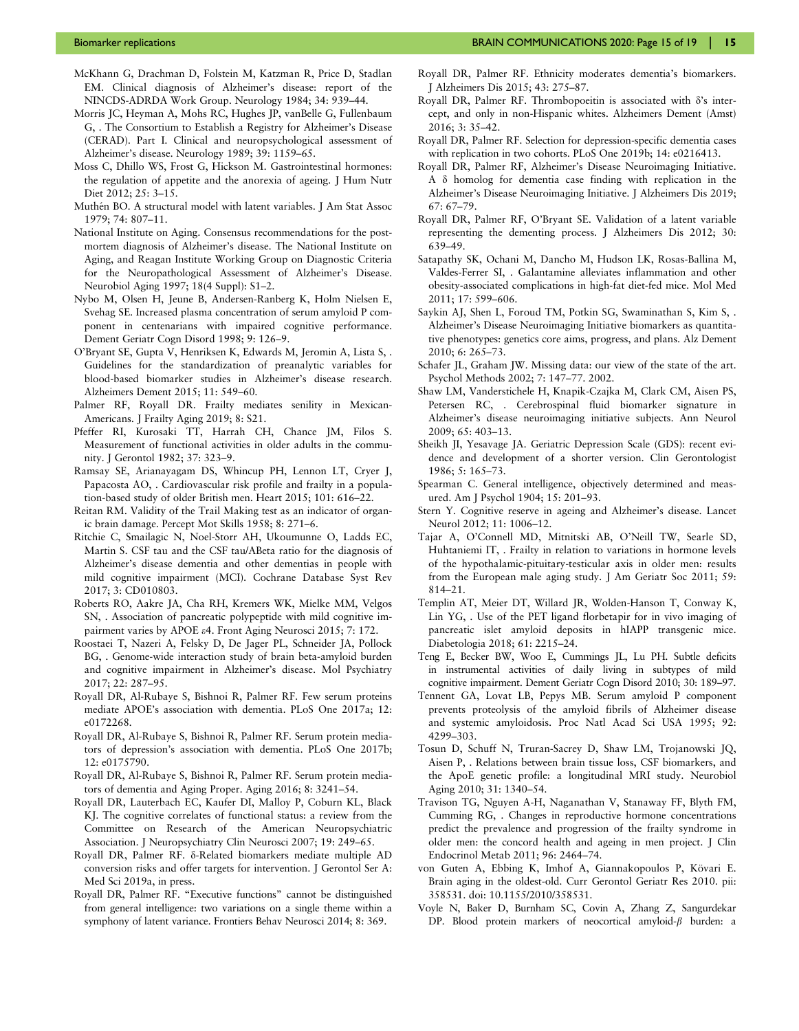McKhann G, Drachman D, Folstein M, Katzman R, Price D, Stadlan EM. Clinical diagnosis of Alzheimer's disease: report of the NINCDS-ADRDA Work Group. Neurology 1984; 34: 939–44.

Morris JC, Heyman A, Mohs RC, Hughes JP, vanBelle G, Fullenbaum G, . The Consortium to Establish a Registry for Alzheimer's Disease (CERAD). Part I. Clinical and neuropsychological assessment of Alzheimer's disease. Neurology 1989; 39: 1159–65.

Moss C, Dhillo WS, Frost G, Hickson M. Gastrointestinal hormones: the regulation of appetite and the anorexia of ageing. J Hum Nutr Diet 2012; 25: 3–15.

Muthén BO. A structural model with latent variables. J Am Stat Assoc 1979; 74: 807–11.

National Institute on Aging. Consensus recommendations for the post-mortem diagnosis of Alzheimer's disease. The National Institute on Aging, and Reagan Institute Working Group on Diagnostic Criteria for the Neuropathological Assessment of Alzheimer's Disease. Neurobiol Aging 1997; 18(4 Suppl): S1–2.

Nybo M, Olsen H, Jeune B, Andersen-Ranberg K, Holm Nielsen E, Svehag SE. Increased plasma concentration of serum amyloid P component in centenarians with impaired cognitive performance. Dement Geriatr Cogn Disord 1998; 9: 126–9.

O'Bryant SE, Gupta V, Henriksen K, Edwards M, Jeromin A, Lista S, . Guidelines for the standardization of preanalytic variables for blood-based biomarker studies in Alzheimer's disease research. Alzheimers Dement 2015; 11: 549–60.

Palmer RF, Royall DR. Frailty mediates senility in Mexican-Americans. J Frailty Aging 2019; 8: S21.

Pfeffer RI, Kurosaki TT, Harrah CH, Chance JM, Filos S. Measurement of functional activities in older adults in the community. J Gerontol 1982; 37: 323–9.

Ramsay SE, Arianayagam DS, Whincup PH, Lennon LT, Cryer J, Papacosta AO, . Cardiovascular risk profile and frailty in a population-based study of older British men. Heart 2015; 101: 616–22.

Reitan RM. Validity of the Trail Making test as an indicator of organic brain damage. Percept Mot Skills 1958; 8: 271–6.

Ritchie C, Smailagic N, Noel-Storr AH, Ukoumunne O, Ladds EC, Martin S. CSF tau and the CSF tau/ABeta ratio for the diagnosis of Alzheimer's disease dementia and other dementias in people with mild cognitive impairment (MCI). Cochrane Database Syst Rev 2017; 3: CD010803.

Roberts RO, Aakre JA, Cha RH, Kremers WK, Mielke MM, Velgos SN, . Association of pancreatic polypeptide with mild cognitive impairment varies by APOE ε4. Front Aging Neurosci 2015; 7: 172.

Roostaei T, Nazeri A, Felsky D, De Jager PL, Schneider JA, Pollock BG, . Genome-wide interaction study of brain beta-amyloid burden and cognitive impairment in Alzheimer's disease. Mol Psychiatry 2017; 22: 287–95.

Royall DR, Al-Rubaye S, Bishnoi R, Palmer RF. Few serum proteins mediate APOE's association with dementia. PLoS One 2017a; 12: e0172268.

Royall DR, Al-Rubaye S, Bishnoi R, Palmer RF. Serum protein mediators of depression's association with dementia. PLoS One 2017b; 12: e0175790.

Royall DR, Al-Rubaye S, Bishnoi R, Palmer RF. Serum protein mediators of dementia and Aging Proper. Aging 2016; 8: 3241–54.

Royall DR, Lauterbach EC, Kaufer DI, Malloy P, Coburn KL, Black KJ. The cognitive correlates of functional status: a review from the Committee on Research of the American Neuropsychiatric Association. J Neuropsychiatry Clin Neurosci 2007; 19: 249–65.

Royall DR, Palmer RF. δ-Related biomarkers mediate multiple AD conversion risks and offer targets for intervention. J Gerontol Ser A: Med Sci 2019a, in press.

Royall DR, Palmer RF. "Executive functions" cannot be distinguished from general intelligence: two variations on a single theme within a symphony of latent variance. Frontiers Behav Neurosci 2014; 8: 369.

Royall DR, Palmer RF. Ethnicity moderates dementia's biomarkers. J Alzheimers Dis 2015; 43: 275–87.

Royall DR, Palmer RF. Thrombopoeitin is associated with δ's intercept, and only in non-Hispanic whites. Alzheimers Dement (Amst) 2016; 3: 35–42.

Royall DR, Palmer RF. Selection for depression-specific dementia cases with replication in two cohorts. PLoS One 2019b; 14: e0216413.

Royall DR, Palmer RF, Alzheimer's Disease Neuroimaging Initiative. A δ homolog for dementia case finding with replication in the Alzheimer's Disease Neuroimaging Initiative. J Alzheimers Dis 2019; 67: 67–79.

Royall DR, Palmer RF, O'Bryant SE. Validation of a latent variable representing the dementing process. J Alzheimers Dis 2012; 30: 639–49.

Satapathy SK, Ochani M, Dancho M, Hudson LK, Rosas-Ballina M, Valdes-Ferrer SI, . Galantamine alleviates inflammation and other obesity-associated complications in high-fat diet-fed mice. Mol Med 2011; 17: 599–606.

Saykin AJ, Shen L, Foroud TM, Potkin SG, Swaminathan S, Kim S, . Alzheimer's Disease Neuroimaging Initiative biomarkers as quantitative phenotypes: genetics core aims, progress, and plans. Alz Dement 2010; 6: 265–73.

Schafer JL, Graham JW. Missing data: our view of the state of the art. Psychol Methods 2002; 7: 147–77. 2002.

Shaw LM, Vanderstichele H, Knapik-Czajka M, Clark CM, Aisen PS, Petersen RC, . Cerebrospinal fluid biomarker signature in Alzheimer's disease neuroimaging initiative subjects. Ann Neurol 2009; 65: 403–13.

Sheikh JI, Yesavage JA. Geriatric Depression Scale (GDS): recent evidence and development of a shorter version. Clin Gerontologist 1986; 5: 165–73.

Spearman C. General intelligence, objectively determined and measured. Am J Psychol 1904; 15: 201–93.

Stern Y. Cognitive reserve in ageing and Alzheimer's disease. Lancet Neurol 2012; 11: 1006–12.

Tajar A, O'Connell MD, Mitnitski AB, O'Neill TW, Searle SD, Huhtaniemi IT, . Frailty in relation to variations in hormone levels of the hypothalamic-pituitary-testicular axis in older men: results from the European male aging study. J Am Geriatr Soc 2011; 59: 814–21.

Templin AT, Meier DT, Willard JR, Wolden-Hanson T, Conway K, Lin YG, . Use of the PET ligand florbetapir for in vivo imaging of pancreatic islet amyloid deposits in hIAPP transgenic mice. Diabetologia 2018; 61: 2215–24.

Teng E, Becker BW, Woo E, Cummings JL, Lu PH. Subtle deficits in instrumental activities of daily living in subtypes of mild cognitive impairment. Dement Geriatr Cogn Disord 2010; 30: 189–97.

Tennent GA, Lovat LB, Pepys MB. Serum amyloid P component prevents proteolysis of the amyloid fibrils of Alzheimer disease and systemic amyloidosis. Proc Natl Acad Sci USA 1995; 92: 4299–303.

Tosun D, Schuff N, Truran-Sacrey D, Shaw LM, Trojanowski JQ, Aisen P, . Relations between brain tissue loss, CSF biomarkers, and the ApoE genetic profile: a longitudinal MRI study. Neurobiol Aging 2010; 31: 1340–54.

Travison TG, Nguyen A-H, Naganathan V, Stanaway FF, Blyth FM, Cumming RG, . Changes in reproductive hormone concentrations predict the prevalence and progression of the frailty syndrome in older men: the concord health and ageing in men project. J Clin Endocrinol Metab 2011; 96: 2464–74.

von Guten A, Ebbing K, Imhof A, Giannakopoulos P, Kövari E. Brain aging in the oldest-old. Curr Gerontol Geriatr Res 2010. pii: 358531. doi: 10.1155/2010/358531.

Voyle N, Baker D, Burnham SC, Covin A, Zhang Z, Sangurdekar DP. Blood protein markers of neocortical amyloid-β burden: a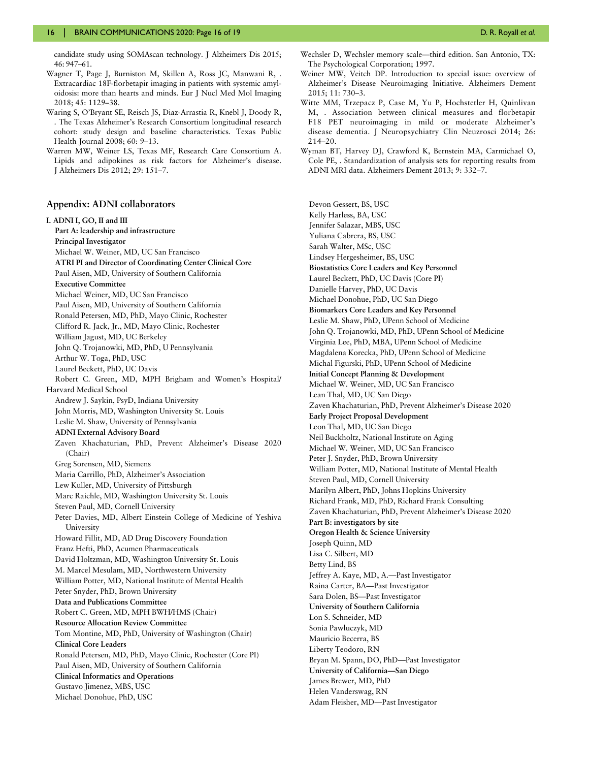candidate study using SOMAscan technology. J Alzheimers Dis 2015; 46: 947–61.

Wagner T, Page J, Burniston M, Skillen A, Ross JC, Manwani R, . Extracardiac 18F-florbetapir imaging in patients with systemic amyloidosis: more than hearts and minds. Eur J Nucl Med Mol Imaging 2018; 45: 1129–38.

Waring S, O'Bryant SE, Reisch JS, Diaz-Arrastia R, Knebl J, Doody R, . The Texas Alzheimer's Research Consortium longitudinal research cohort: study design and baseline characteristics. Texas Public Health Journal 2008; 60: 9–13.

Warren MW, Weiner LS, Texas MF, Research Care Consortium A. Lipids and adipokines as risk factors for Alzheimer's disease. J Alzheimers Dis 2012; 29: 151–7.

Wechsler D, Wechsler memory scale—third edition. San Antonio, TX: The Psychological Corporation; 1997.

Weiner MW, Veitch DP. Introduction to special issue: overview of Alzheimer's Disease Neuroimaging Initiative. Alzheimers Dement 2015; 11: 730–3.

Witte MM, Trzepacz P, Case M, Yu P, Hochstetler H, Quinlivan M, . Association between clinical measures and florbetapir F18 PET neuroimaging in mild or moderate Alzheimer's disease dementia. J Neuropsychiatry Clin Neuzrosci 2014; 26: 214–20.

Wyman BT, Harvey DJ, Crawford K, Bernstein MA, Carmichael O, Cole PE, . Standardization of analysis sets for reporting results from ADNI MRI data. Alzheimers Dement 2013; 9: 332–7.

## Appendix: ADNI collaborators

**I. ADNI I, GO, II and III**

**Part A: leadership and infrastructure**

**Principal Investigator**

Michael W. Weiner, MD, UC San Francisco

**ATRI PI and Director of Coordinating Center Clinical Core**

Paul Aisen, MD, University of Southern California

**Executive Committee**

Michael Weiner, MD, UC San Francisco
Paul Aisen, MD, University of Southern California
Ronald Petersen, MD, PhD, Mayo Clinic, Rochester
Clifford R. Jack, Jr., MD, Mayo Clinic, Rochester
William Jagust, MD, UC Berkeley
John Q. Trojanowki, MD, PhD, U Pennsylvania
Arthur W. Toga, PhD, USC
Laurel Beckett, PhD, UC Davis
Robert C. Green, MD, MPH Brigham and Women's Hospital/ Harvard Medical School
Andrew J. Saykin, PsyD, Indiana University
John Morris, MD, Washington University St. Louis
Leslie M. Shaw, University of Pennsylvania

**ADNI External Advisory Board**

Zaven Khachaturian, PhD, Prevent Alzheimer's Disease 2020 (Chair)
Greg Sorensen, MD, Siemens
Maria Carrillo, PhD, Alzheimer's Association
Lew Kuller, MD, University of Pittsburgh
Marc Raichle, MD, Washington University St. Louis
Steven Paul, MD, Cornell University
Peter Davies, MD, Albert Einstein College of Medicine of Yeshiva University
Howard Fillit, MD, AD Drug Discovery Foundation
Franz Hefti, PhD, Acumen Pharmaceuticals
David Holtzman, MD, Washington University St. Louis
M. Marcel Mesulam, MD, Northwestern University
William Potter, MD, National Institute of Mental Health
Peter Snyder, PhD, Brown University

**Data and Publications Committee**

Robert C. Green, MD, MPH BWH/HMS (Chair)

**Resource Allocation Review Committee**

Tom Montine, MD, PhD, University of Washington (Chair)

**Clinical Core Leaders**

Ronald Petersen, MD, PhD, Mayo Clinic, Rochester (Core PI)
Paul Aisen, MD, University of Southern California

**Clinical Informatics and Operations**

Gustavo Jimenez, MBS, USC
Michael Donohue, PhD, USC
Devon Gessert, BS, USC
Kelly Harless, BA, USC
Jennifer Salazar, MBS, USC
Yuliana Cabrera, BS, USC
Sarah Walter, MSc, USC
Lindsey Hergesheimer, BS, USC

**Biostatistics Core Leaders and Key Personnel**

Laurel Beckett, PhD, UC Davis (Core PI)
Danielle Harvey, PhD, UC Davis
Michael Donohue, PhD, UC San Diego

**Biomarkers Core Leaders and Key Personnel**

Leslie M. Shaw, PhD, UPenn School of Medicine
John Q. Trojanowki, MD, PhD, UPenn School of Medicine
Virginia Lee, PhD, MBA, UPenn School of Medicine
Magdalena Korecka, PhD, UPenn School of Medicine
Michal Figurski, PhD, UPenn School of Medicine

**Initial Concept Planning & Development**

Michael W. Weiner, MD, UC San Francisco
Lean Thal, MD, UC San Diego
Zaven Khachaturian, PhD, Prevent Alzheimer's Disease 2020

**Early Project Proposal Development**

Leon Thal, MD, UC San Diego
Neil Buckholtz, National Institute on Aging
Michael W. Weiner, MD, UC San Francisco
Peter J. Snyder, PhD, Brown University
William Potter, MD, National Institute of Mental Health
Steven Paul, MD, Cornell University
Marilyn Albert, PhD, Johns Hopkins University
Richard Frank, MD, PhD, Richard Frank Consulting
Zaven Khachaturian, PhD, Prevent Alzheimer's Disease 2020

**Part B: investigators by site**

**Oregon Health & Science University**

Joseph Quinn, MD
Lisa C. Silbert, MD
Betty Lind, BS
Jeffrey A. Kaye, MD, A.—Past Investigator
Raina Carter, BA—Past Investigator
Sara Dolen, BS—Past Investigator

**University of Southern California**

Lon S. Schneider, MD
Sonia Pawluczyk, MD
Mauricio Becerra, BS
Liberty Teodoro, RN
Bryan M. Spann, DO, PhD—Past Investigator

**University of California—San Diego**

James Brewer, MD, PhD
Helen Vanderswag, RN
Adam Fleisher, MD—Past Investigator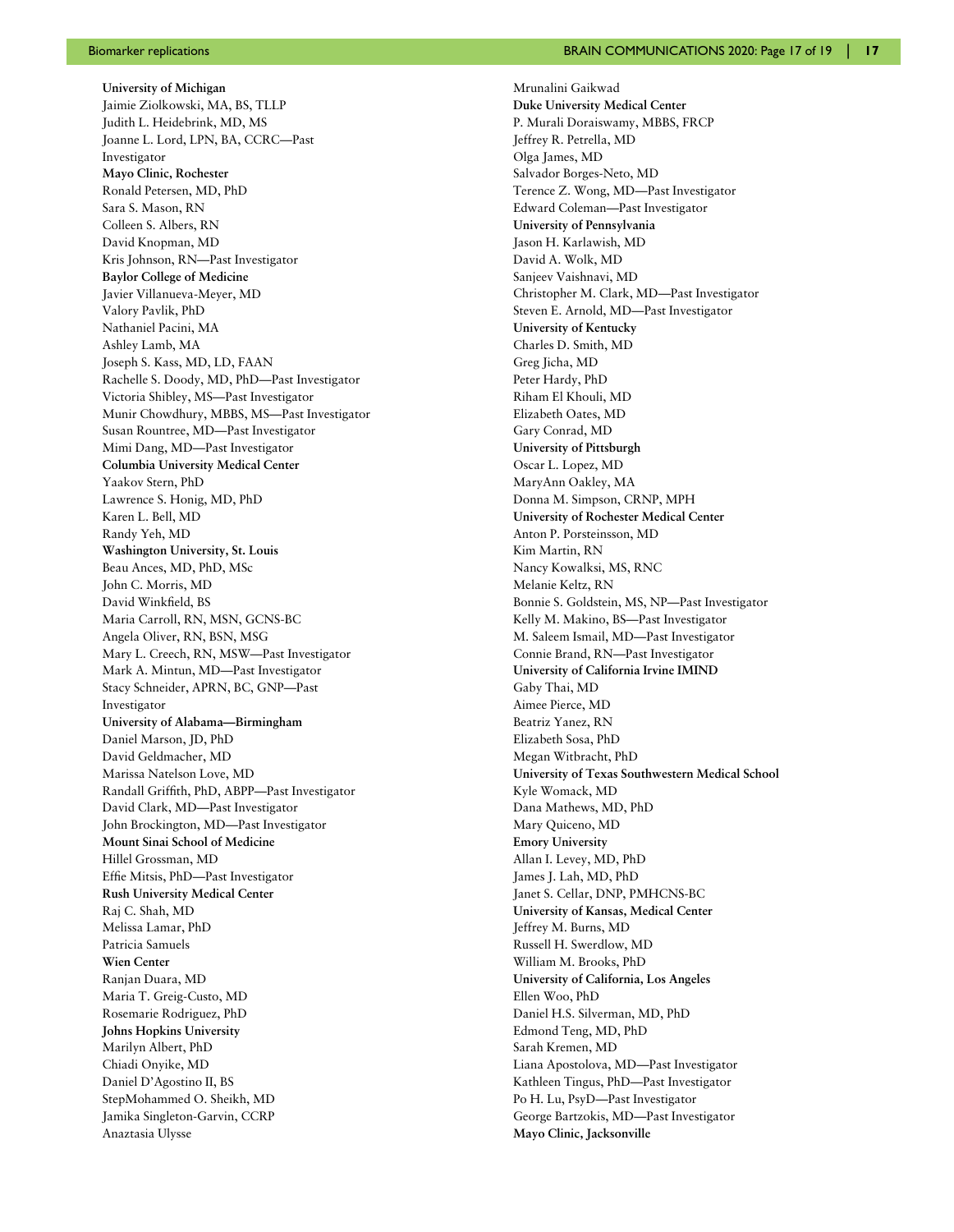**University of Michigan**
Jaimie Ziolkowski, MA, BS, TLLP
Judith L. Heidebrink, MD, MS
Joanne L. Lord, LPN, BA, CCRC—Past Investigator
**Mayo Clinic, Rochester**
Ronald Petersen, MD, PhD
Sara S. Mason, RN
Colleen S. Albers, RN
David Knopman, MD
Kris Johnson, RN—Past Investigator
**Baylor College of Medicine**
Javier Villanueva-Meyer, MD
Valory Pavlik, PhD
Nathaniel Pacini, MA
Ashley Lamb, MA
Joseph S. Kass, MD, LD, FAAN
Rachelle S. Doody, MD, PhD—Past Investigator
Victoria Shibley, MS—Past Investigator
Munir Chowdhury, MBBS, MS—Past Investigator
Susan Rountree, MD—Past Investigator
Mimi Dang, MD—Past Investigator
**Columbia University Medical Center**
Yaakov Stern, PhD
Lawrence S. Honig, MD, PhD
Karen L. Bell, MD
Randy Yeh, MD
**Washington University, St. Louis**
Beau Ances, MD, PhD, MSc
John C. Morris, MD
David Winkfield, BS
Maria Carroll, RN, MSN, GCNS-BC
Angela Oliver, RN, BSN, MSG
Mary L. Creech, RN, MSW—Past Investigator
Mark A. Mintun, MD—Past Investigator
Stacy Schneider, APRN, BC, GNP—Past Investigator
**University of Alabama—Birmingham**
Daniel Marson, JD, PhD
David Geldmacher, MD
Marissa Natelson Love, MD
Randall Griffith, PhD, ABPP—Past Investigator
David Clark, MD—Past Investigator
John Brockington, MD—Past Investigator
**Mount Sinai School of Medicine**
Hillel Grossman, MD
Effie Mitsis, PhD—Past Investigator
**Rush University Medical Center**
Raj C. Shah, MD
Melissa Lamar, PhD
Patricia Samuels
**Wien Center**
Ranjan Duara, MD
Maria T. Greig-Custo, MD
Rosemarie Rodriguez, PhD
**Johns Hopkins University**
Marilyn Albert, PhD
Chiadi Onyike, MD
Daniel D'Agostino II, BS
StepMohammed O. Sheikh, MD
Jamika Singleton-Garvin, CCRP
Anaztasia Ulysse
Mrunalini Gaikwad
**Duke University Medical Center**
P. Murali Doraiswamy, MBBS, FRCP
Jeffrey R. Petrella, MD
Olga James, MD
Salvador Borges-Neto, MD
Terence Z. Wong, MD—Past Investigator
Edward Coleman—Past Investigator
**University of Pennsylvania**
Jason H. Karlawish, MD
David A. Wolk, MD
Sanjeev Vaishnavi, MD
Christopher M. Clark, MD—Past Investigator
Steven E. Arnold, MD—Past Investigator
**University of Kentucky**
Charles D. Smith, MD
Greg Jicha, MD
Peter Hardy, PhD
Riham El Khouli, MD
Elizabeth Oates, MD
Gary Conrad, MD
**University of Pittsburgh**
Oscar L. Lopez, MD
MaryAnn Oakley, MA
Donna M. Simpson, CRNP, MPH
**University of Rochester Medical Center**
Anton P. Porsteinsson, MD
Kim Martin, RN
Nancy Kowalksi, MS, RNC
Melanie Keltz, RN
Bonnie S. Goldstein, MS, NP—Past Investigator
Kelly M. Makino, BS—Past Investigator
M. Saleem Ismail, MD—Past Investigator
Connie Brand, RN—Past Investigator
**University of California Irvine IMIND**
Gaby Thai, MD
Aimee Pierce, MD
Beatriz Yanez, RN
Elizabeth Sosa, PhD
Megan Witbracht, PhD
**University of Texas Southwestern Medical School**
Kyle Womack, MD
Dana Mathews, MD, PhD
Mary Quiceno, MD
**Emory University**
Allan I. Levey, MD, PhD
James J. Lah, MD, PhD
Janet S. Cellar, DNP, PMHCNS-BC
**University of Kansas, Medical Center**
Jeffrey M. Burns, MD
Russell H. Swerdlow, MD
William M. Brooks, PhD
**University of California, Los Angeles**
Ellen Woo, PhD
Daniel H.S. Silverman, MD, PhD
Edmond Teng, MD, PhD
Sarah Kremen, MD
Liana Apostolova, MD—Past Investigator
Kathleen Tingus, PhD—Past Investigator
Po H. Lu, PsyD—Past Investigator
George Bartzokis, MD—Past Investigator
**Mayo Clinic, Jacksonville**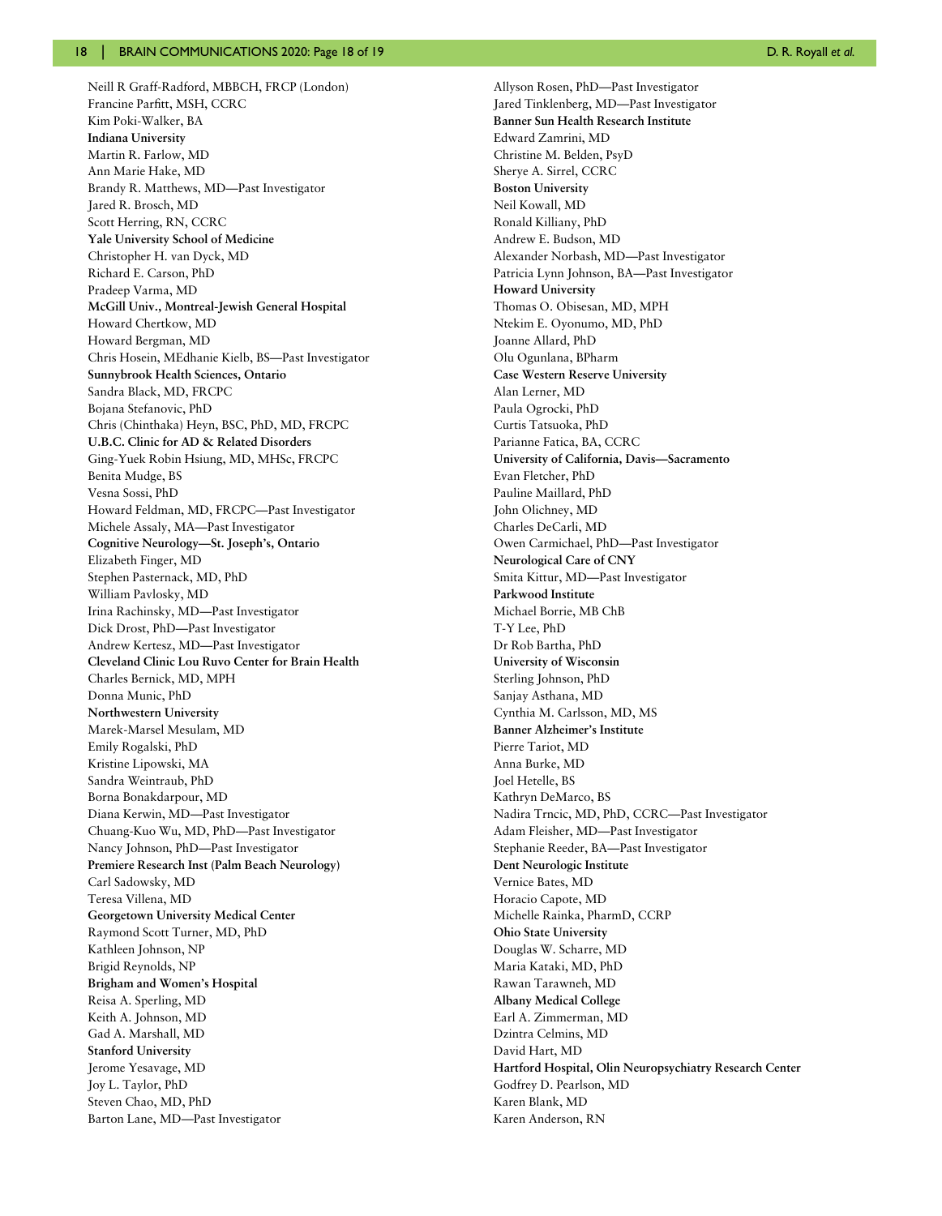Neill R Graff-Radford, MBBCH, FRCP (London)
Francine Parfitt, MSH, CCRC
Kim Poki-Walker, BA
**Indiana University**
Martin R. Farlow, MD
Ann Marie Hake, MD
Brandy R. Matthews, MD—Past Investigator
Jared R. Brosch, MD
Scott Herring, RN, CCRC
**Yale University School of Medicine**
Christopher H. van Dyck, MD
Richard E. Carson, PhD
Pradeep Varma, MD
**McGill Univ., Montreal-Jewish General Hospital**
Howard Chertkow, MD
Howard Bergman, MD
Chris Hosein, MEdhanie Kielb, BS—Past Investigator
**Sunnybrook Health Sciences, Ontario**
Sandra Black, MD, FRCPC
Bojana Stefanovic, PhD
Chris (Chinthaka) Heyn, BSC, PhD, MD, FRCPC
**U.B.C. Clinic for AD & Related Disorders**
Ging-Yuek Robin Hsiung, MD, MHSc, FRCPC
Benita Mudge, BS
Vesna Sossi, PhD
Howard Feldman, MD, FRCPC—Past Investigator
Michele Assaly, MA—Past Investigator
**Cognitive Neurology—St. Joseph's, Ontario**
Elizabeth Finger, MD
Stephen Pasternack, MD, PhD
William Pavlosky, MD
Irina Rachinsky, MD—Past Investigator
Dick Drost, PhD—Past Investigator
Andrew Kertesz, MD—Past Investigator
**Cleveland Clinic Lou Ruvo Center for Brain Health**
Charles Bernick, MD, MPH
Donna Munic, PhD
**Northwestern University**
Marek-Marsel Mesulam, MD
Emily Rogalski, PhD
Kristine Lipowski, MA
Sandra Weintraub, PhD
Borna Bonakdarpour, MD
Diana Kerwin, MD—Past Investigator
Chuang-Kuo Wu, MD, PhD—Past Investigator
Nancy Johnson, PhD—Past Investigator
**Premiere Research Inst (Palm Beach Neurology)**
Carl Sadowsky, MD
Teresa Villena, MD
**Georgetown University Medical Center**
Raymond Scott Turner, MD, PhD
Kathleen Johnson, NP
Brigid Reynolds, NP
**Brigham and Women's Hospital**
Reisa A. Sperling, MD
Keith A. Johnson, MD
Gad A. Marshall, MD
**Stanford University**
Jerome Yesavage, MD
Joy L. Taylor, PhD
Steven Chao, MD, PhD
Barton Lane, MD—Past Investigator
Allyson Rosen, PhD—Past Investigator
Jared Tinklenberg, MD—Past Investigator
**Banner Sun Health Research Institute**
Edward Zamrini, MD
Christine M. Belden, PsyD
Sherye A. Sirrel, CCRC
**Boston University**
Neil Kowall, MD
Ronald Killiany, PhD
Andrew E. Budson, MD
Alexander Norbash, MD—Past Investigator
Patricia Lynn Johnson, BA—Past Investigator
**Howard University**
Thomas O. Obisesan, MD, MPH
Ntekim E. Oyonumo, MD, PhD
Joanne Allard, PhD
Olu Ogunlana, BPharm
**Case Western Reserve University**
Alan Lerner, MD
Paula Ogrocki, PhD
Curtis Tatsuoka, PhD
Parianne Fatica, BA, CCRC
**University of California, Davis—Sacramento**
Evan Fletcher, PhD
Pauline Maillard, PhD
John Olichney, MD
Charles DeCarli, MD
Owen Carmichael, PhD—Past Investigator
**Neurological Care of CNY**
Smita Kittur, MD—Past Investigator
**Parkwood Institute**
Michael Borrie, MB ChB
T-Y Lee, PhD
Dr Rob Bartha, PhD
**University of Wisconsin**
Sterling Johnson, PhD
Sanjay Asthana, MD
Cynthia M. Carlsson, MD, MS
**Banner Alzheimer's Institute**
Pierre Tariot, MD
Anna Burke, MD
Joel Hetelle, BS
Kathryn DeMarco, BS
Nadira Trncic, MD, PhD, CCRC—Past Investigator
Adam Fleisher, MD—Past Investigator
Stephanie Reeder, BA—Past Investigator
**Dent Neurologic Institute**
Vernice Bates, MD
Horacio Capote, MD
Michelle Rainka, PharmD, CCRP
**Ohio State University**
Douglas W. Scharre, MD
Maria Kataki, MD, PhD
Rawan Tarawneh, MD
**Albany Medical College**
Earl A. Zimmerman, MD
Dzintra Celmins, MD
David Hart, MD
**Hartford Hospital, Olin Neuropsychiatry Research Center**
Godfrey D. Pearlson, MD
Karen Blank, MD
Karen Anderson, RN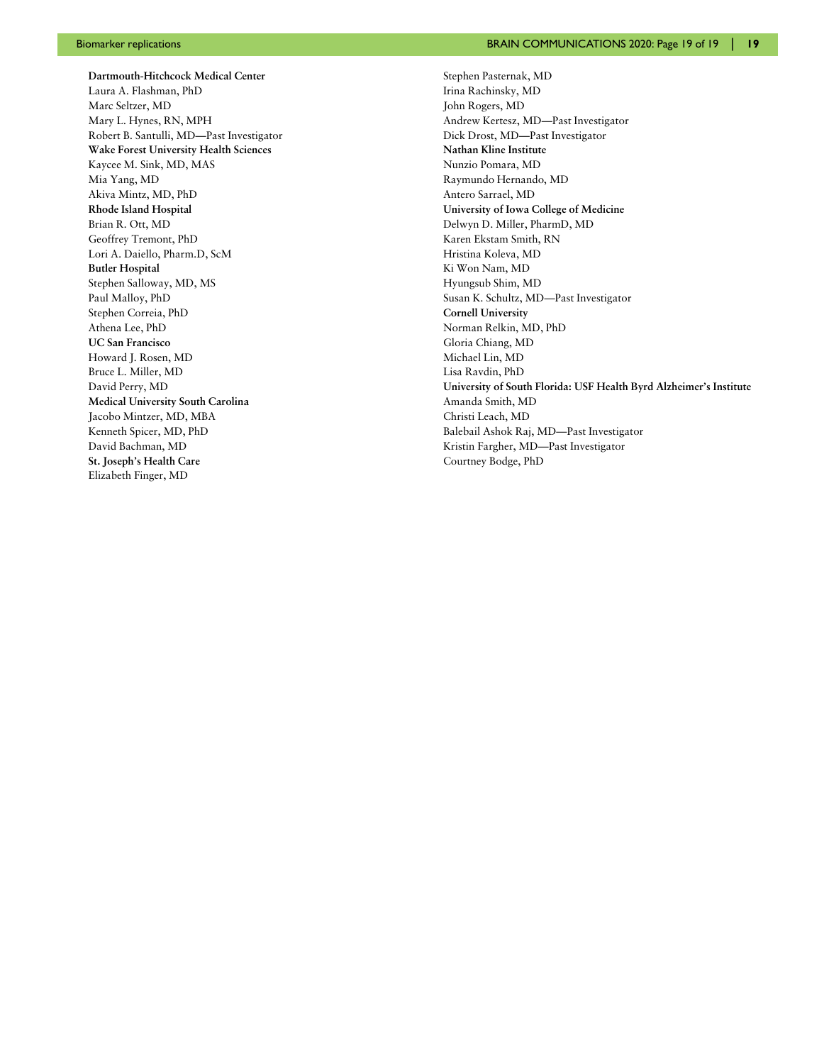**Dartmouth-Hitchcock Medical Center**
Laura A. Flashman, PhD
Marc Seltzer, MD
Mary L. Hynes, RN, MPH
Robert B. Santulli, MD—Past Investigator
**Wake Forest University Health Sciences**
Kaycee M. Sink, MD, MAS
Mia Yang, MD
Akiva Mintz, MD, PhD
**Rhode Island Hospital**
Brian R. Ott, MD
Geoffrey Tremont, PhD
Lori A. Daiello, Pharm.D, ScM
**Butler Hospital**
Stephen Salloway, MD, MS
Paul Malloy, PhD
Stephen Correia, PhD
Athena Lee, PhD
**UC San Francisco**
Howard J. Rosen, MD
Bruce L. Miller, MD
David Perry, MD
**Medical University South Carolina**
Jacobo Mintzer, MD, MBA
Kenneth Spicer, MD, PhD
David Bachman, MD
**St. Joseph's Health Care**
Elizabeth Finger, MD
Stephen Pasternak, MD
Irina Rachinsky, MD
John Rogers, MD
Andrew Kertesz, MD—Past Investigator
Dick Drost, MD—Past Investigator
**Nathan Kline Institute**
Nunzio Pomara, MD
Raymundo Hernando, MD
Antero Sarrael, MD
**University of Iowa College of Medicine**
Delwyn D. Miller, PharmD, MD
Karen Ekstam Smith, RN
Hristina Koleva, MD
Ki Won Nam, MD
Hyungsub Shim, MD
Susan K. Schultz, MD—Past Investigator
**Cornell University**
Norman Relkin, MD, PhD
Gloria Chiang, MD
Michael Lin, MD
Lisa Ravdin, PhD
**University of South Florida: USF Health Byrd Alzheimer's Institute**
Amanda Smith, MD
Christi Leach, MD
Balebail Ashok Raj, MD—Past Investigator
Kristin Fargher, MD—Past Investigator
Courtney Bodge, PhD